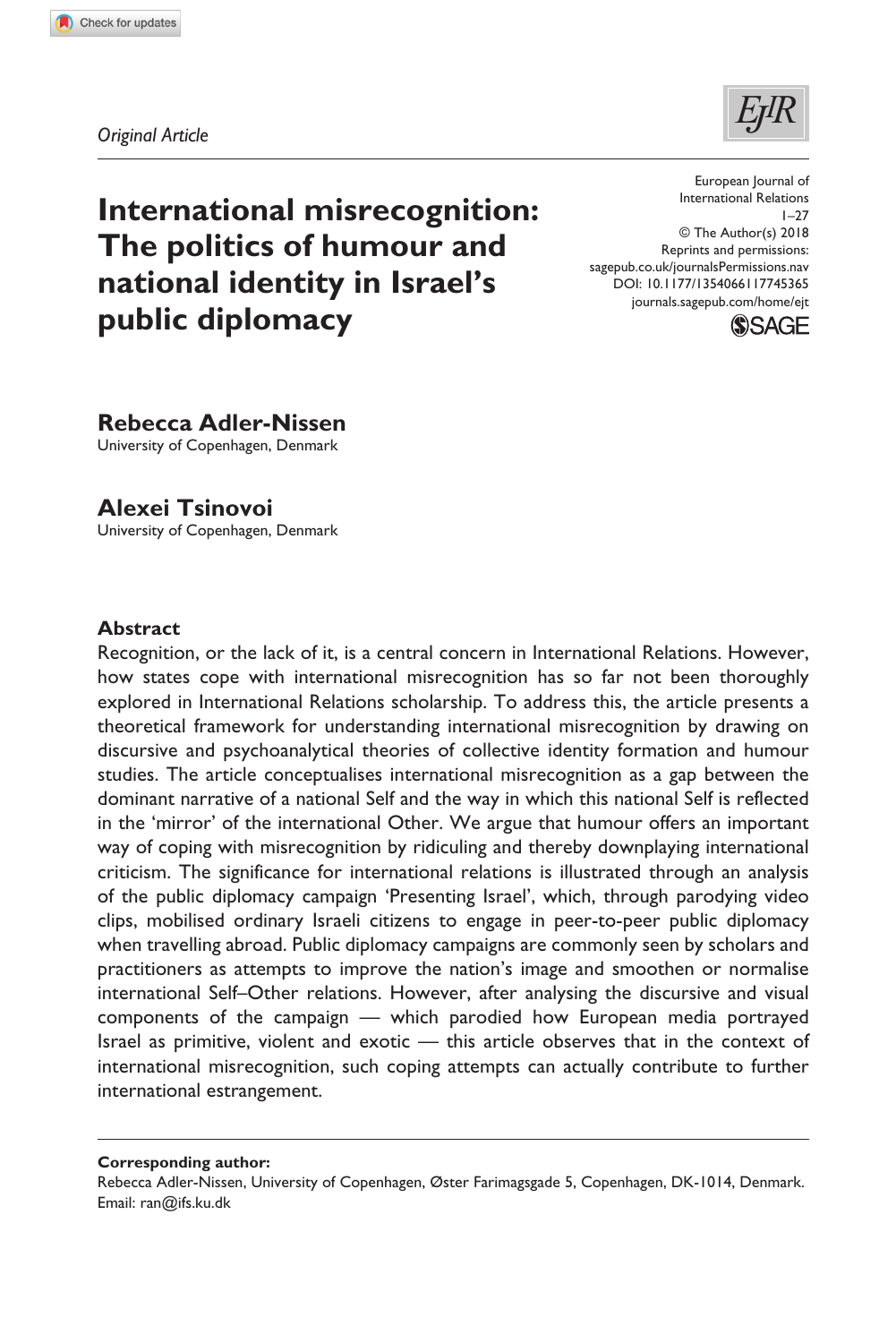*Original Article*

# International misrecognition: The politics of humour and national identity in Israel's public diplomacy

European Journal of International Relations
© The Author(s) 2018
Reprints and permissions: sagepub.co.uk/journalsPermissions.nav
DOI: 10.1177/1354066117745365
journals.sagepub.com/home/ejt

**Rebecca Adler-Nissen**
University of Copenhagen, Denmark

**Alexei Tsinovoi**
University of Copenhagen, Denmark

## Abstract

Recognition, or the lack of it, is a central concern in International Relations. However, how states cope with international misrecognition has so far not been thoroughly explored in International Relations scholarship. To address this, the article presents a theoretical framework for understanding international misrecognition by drawing on discursive and psychoanalytical theories of collective identity formation and humour studies. The article conceptualises international misrecognition as a gap between the dominant narrative of a national Self and the way in which this national Self is reflected in the 'mirror' of the international Other. We argue that humour offers an important way of coping with misrecognition by ridiculing and thereby downplaying international criticism. The significance for international relations is illustrated through an analysis of the public diplomacy campaign 'Presenting Israel', which, through parodying video clips, mobilised ordinary Israeli citizens to engage in peer-to-peer public diplomacy when travelling abroad. Public diplomacy campaigns are commonly seen by scholars and practitioners as attempts to improve the nation's image and smoothen or normalise international Self–Other relations. However, after analysing the discursive and visual components of the campaign — which parodied how European media portrayed Israel as primitive, violent and exotic — this article observes that in the context of international misrecognition, such coping attempts can actually contribute to further international estrangement.

**Corresponding author:**
Rebecca Adler-Nissen, University of Copenhagen, Øster Farimagsgade 5, Copenhagen, DK-1014, Denmark.
Email: ran@ifs.ku.dk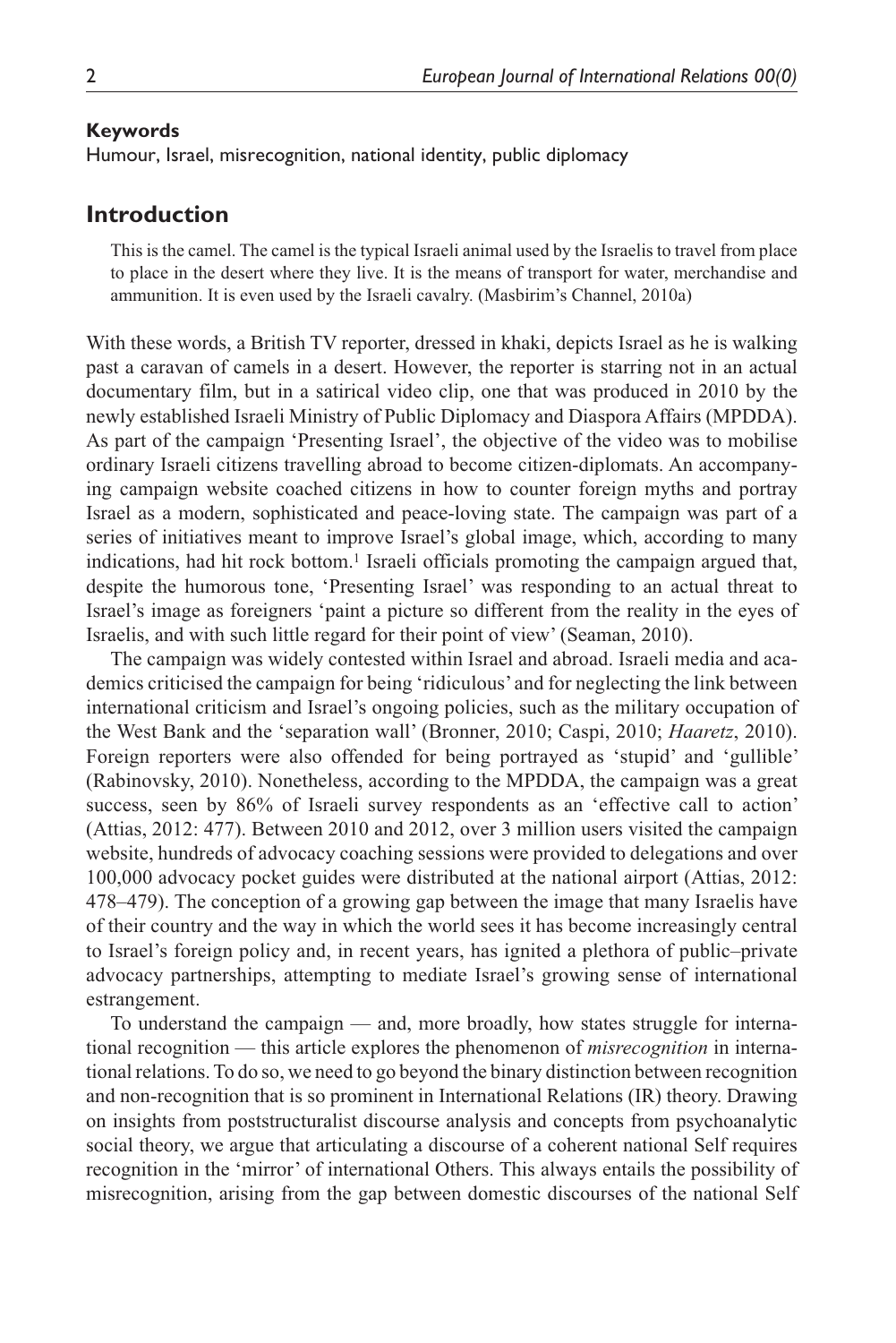**Keywords**

Humour, Israel, misrecognition, national identity, public diplomacy

## Introduction

> This is the camel. The camel is the typical Israeli animal used by the Israelis to travel from place to place in the desert where they live. It is the means of transport for water, merchandise and ammunition. It is even used by the Israeli cavalry. (Masbirim's Channel, 2010a)

With these words, a British TV reporter, dressed in khaki, depicts Israel as he is walking past a caravan of camels in a desert. However, the reporter is starring not in an actual documentary film, but in a satirical video clip, one that was produced in 2010 by the newly established Israeli Ministry of Public Diplomacy and Diaspora Affairs (MPDDA). As part of the campaign 'Presenting Israel', the objective of the video was to mobilise ordinary Israeli citizens travelling abroad to become citizen-diplomats. An accompanying campaign website coached citizens in how to counter foreign myths and portray Israel as a modern, sophisticated and peace-loving state. The campaign was part of a series of initiatives meant to improve Israel's global image, which, according to many indications, had hit rock bottom.[1] Israeli officials promoting the campaign argued that, despite the humorous tone, 'Presenting Israel' was responding to an actual threat to Israel's image as foreigners 'paint a picture so different from the reality in the eyes of Israelis, and with such little regard for their point of view' (Seaman, 2010).

The campaign was widely contested within Israel and abroad. Israeli media and academics criticised the campaign for being 'ridiculous' and for neglecting the link between international criticism and Israel's ongoing policies, such as the military occupation of the West Bank and the 'separation wall' (Bronner, 2010; Caspi, 2010; *Haaretz*, 2010). Foreign reporters were also offended for being portrayed as 'stupid' and 'gullible' (Rabinovsky, 2010). Nonetheless, according to the MPDDA, the campaign was a great success, seen by 86% of Israeli survey respondents as an 'effective call to action' (Attias, 2012: 477). Between 2010 and 2012, over 3 million users visited the campaign website, hundreds of advocacy coaching sessions were provided to delegations and over 100,000 advocacy pocket guides were distributed at the national airport (Attias, 2012: 478–479). The conception of a growing gap between the image that many Israelis have of their country and the way in which the world sees it has become increasingly central to Israel's foreign policy and, in recent years, has ignited a plethora of public–private advocacy partnerships, attempting to mediate Israel's growing sense of international estrangement.

To understand the campaign — and, more broadly, how states struggle for international recognition — this article explores the phenomenon of *misrecognition* in international relations. To do so, we need to go beyond the binary distinction between recognition and non-recognition that is so prominent in International Relations (IR) theory. Drawing on insights from poststructuralist discourse analysis and concepts from psychoanalytic social theory, we argue that articulating a discourse of a coherent national Self requires recognition in the 'mirror' of international Others. This always entails the possibility of misrecognition, arising from the gap between domestic discourses of the national Self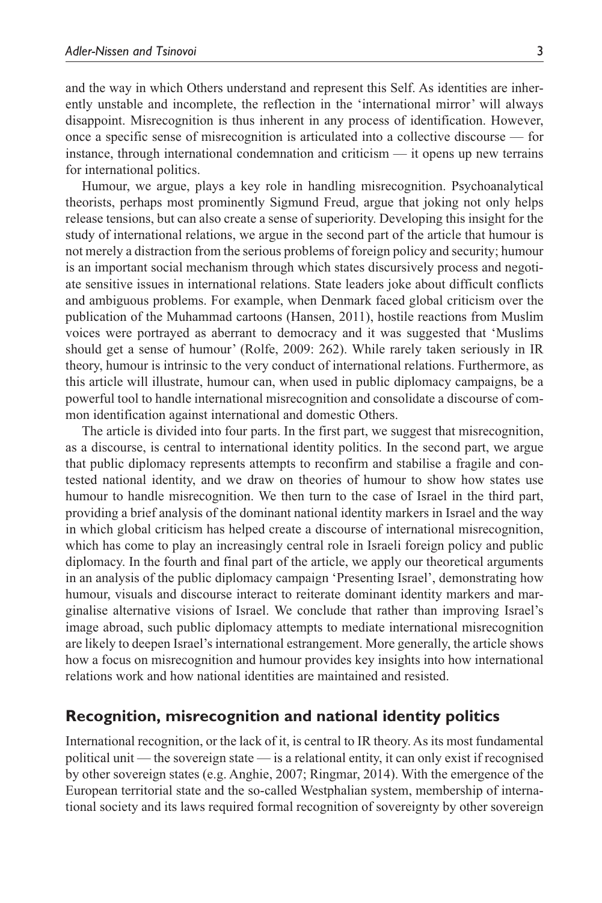and the way in which Others understand and represent this Self. As identities are inherently unstable and incomplete, the reflection in the 'international mirror' will always disappoint. Misrecognition is thus inherent in any process of identification. However, once a specific sense of misrecognition is articulated into a collective discourse — for instance, through international condemnation and criticism — it opens up new terrains for international politics.

Humour, we argue, plays a key role in handling misrecognition. Psychoanalytical theorists, perhaps most prominently Sigmund Freud, argue that joking not only helps release tensions, but can also create a sense of superiority. Developing this insight for the study of international relations, we argue in the second part of the article that humour is not merely a distraction from the serious problems of foreign policy and security; humour is an important social mechanism through which states discursively process and negotiate sensitive issues in international relations. State leaders joke about difficult conflicts and ambiguous problems. For example, when Denmark faced global criticism over the publication of the Muhammad cartoons (Hansen, 2011), hostile reactions from Muslim voices were portrayed as aberrant to democracy and it was suggested that 'Muslims should get a sense of humour' (Rolfe, 2009: 262). While rarely taken seriously in IR theory, humour is intrinsic to the very conduct of international relations. Furthermore, as this article will illustrate, humour can, when used in public diplomacy campaigns, be a powerful tool to handle international misrecognition and consolidate a discourse of common identification against international and domestic Others.

The article is divided into four parts. In the first part, we suggest that misrecognition, as a discourse, is central to international identity politics. In the second part, we argue that public diplomacy represents attempts to reconfirm and stabilise a fragile and contested national identity, and we draw on theories of humour to show how states use humour to handle misrecognition. We then turn to the case of Israel in the third part, providing a brief analysis of the dominant national identity markers in Israel and the way in which global criticism has helped create a discourse of international misrecognition, which has come to play an increasingly central role in Israeli foreign policy and public diplomacy. In the fourth and final part of the article, we apply our theoretical arguments in an analysis of the public diplomacy campaign 'Presenting Israel', demonstrating how humour, visuals and discourse interact to reiterate dominant identity markers and marginalise alternative visions of Israel. We conclude that rather than improving Israel's image abroad, such public diplomacy attempts to mediate international misrecognition are likely to deepen Israel's international estrangement. More generally, the article shows how a focus on misrecognition and humour provides key insights into how international relations work and how national identities are maintained and resisted.

## Recognition, misrecognition and national identity politics

International recognition, or the lack of it, is central to IR theory. As its most fundamental political unit — the sovereign state — is a relational entity, it can only exist if recognised by other sovereign states (e.g. Anghie, 2007; Ringmar, 2014). With the emergence of the European territorial state and the so-called Westphalian system, membership of international society and its laws required formal recognition of sovereignty by other sovereign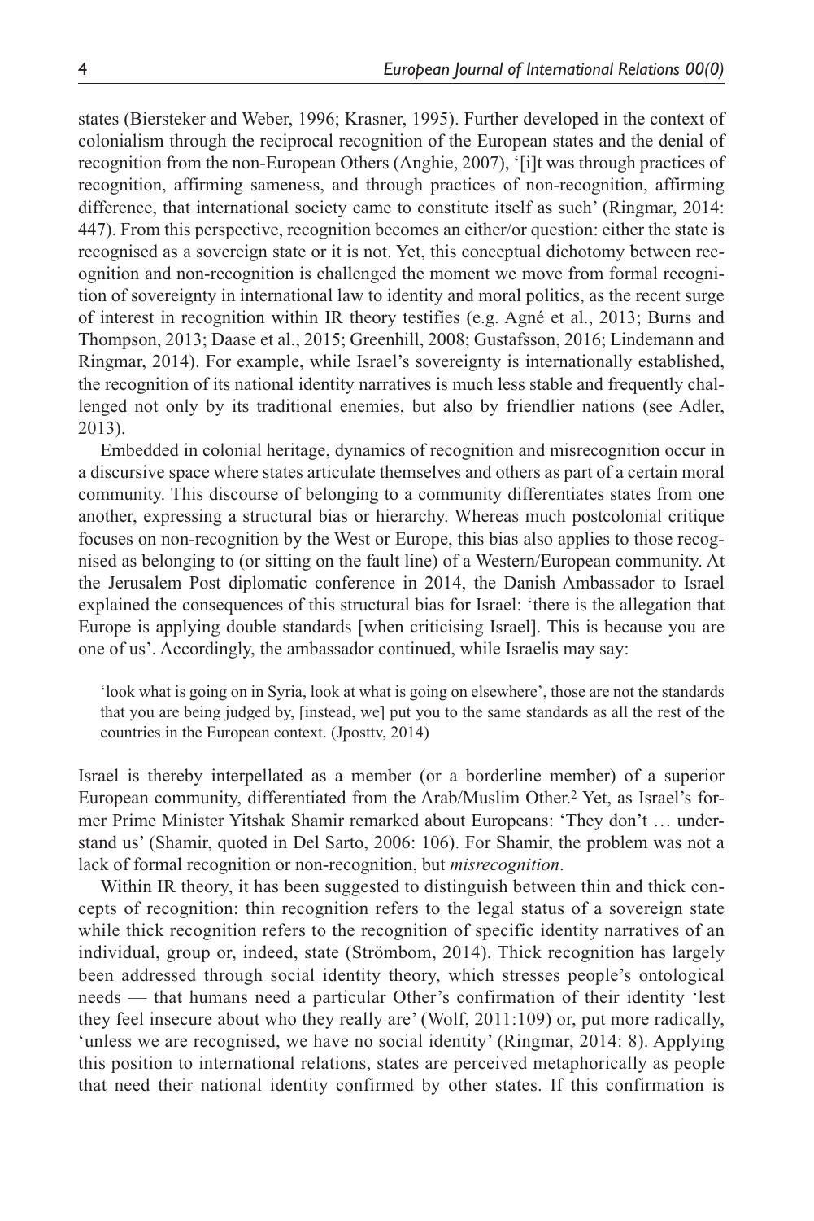states (Biersteker and Weber, 1996; Krasner, 1995). Further developed in the context of colonialism through the reciprocal recognition of the European states and the denial of recognition from the non-European Others (Anghie, 2007), '[i]t was through practices of recognition, affirming sameness, and through practices of non-recognition, affirming difference, that international society came to constitute itself as such' (Ringmar, 2014: 447). From this perspective, recognition becomes an either/or question: either the state is recognised as a sovereign state or it is not. Yet, this conceptual dichotomy between recognition and non-recognition is challenged the moment we move from formal recognition of sovereignty in international law to identity and moral politics, as the recent surge of interest in recognition within IR theory testifies (e.g. Agné et al., 2013; Burns and Thompson, 2013; Daase et al., 2015; Greenhill, 2008; Gustafsson, 2016; Lindemann and Ringmar, 2014). For example, while Israel's sovereignty is internationally established, the recognition of its national identity narratives is much less stable and frequently challenged not only by its traditional enemies, but also by friendlier nations (see Adler, 2013).

Embedded in colonial heritage, dynamics of recognition and misrecognition occur in a discursive space where states articulate themselves and others as part of a certain moral community. This discourse of belonging to a community differentiates states from one another, expressing a structural bias or hierarchy. Whereas much postcolonial critique focuses on non-recognition by the West or Europe, this bias also applies to those recognised as belonging to (or sitting on the fault line) of a Western/European community. At the Jerusalem Post diplomatic conference in 2014, the Danish Ambassador to Israel explained the consequences of this structural bias for Israel: 'there is the allegation that Europe is applying double standards [when criticising Israel]. This is because you are one of us'. Accordingly, the ambassador continued, while Israelis may say:

> 'look what is going on in Syria, look at what is going on elsewhere', those are not the standards that you are being judged by, [instead, we] put you to the same standards as all the rest of the countries in the European context. (Jposttv, 2014)

Israel is thereby interpellated as a member (or a borderline member) of a superior European community, differentiated from the Arab/Muslim Other.[2] Yet, as Israel's former Prime Minister Yitshak Shamir remarked about Europeans: 'They don't … understand us' (Shamir, quoted in Del Sarto, 2006: 106). For Shamir, the problem was not a lack of formal recognition or non-recognition, but *misrecognition*.

Within IR theory, it has been suggested to distinguish between thin and thick concepts of recognition: thin recognition refers to the legal status of a sovereign state while thick recognition refers to the recognition of specific identity narratives of an individual, group or, indeed, state (Strömbom, 2014). Thick recognition has largely been addressed through social identity theory, which stresses people's ontological needs — that humans need a particular Other's confirmation of their identity 'lest they feel insecure about who they really are' (Wolf, 2011:109) or, put more radically, 'unless we are recognised, we have no social identity' (Ringmar, 2014: 8). Applying this position to international relations, states are perceived metaphorically as people that need their national identity confirmed by other states. If this confirmation is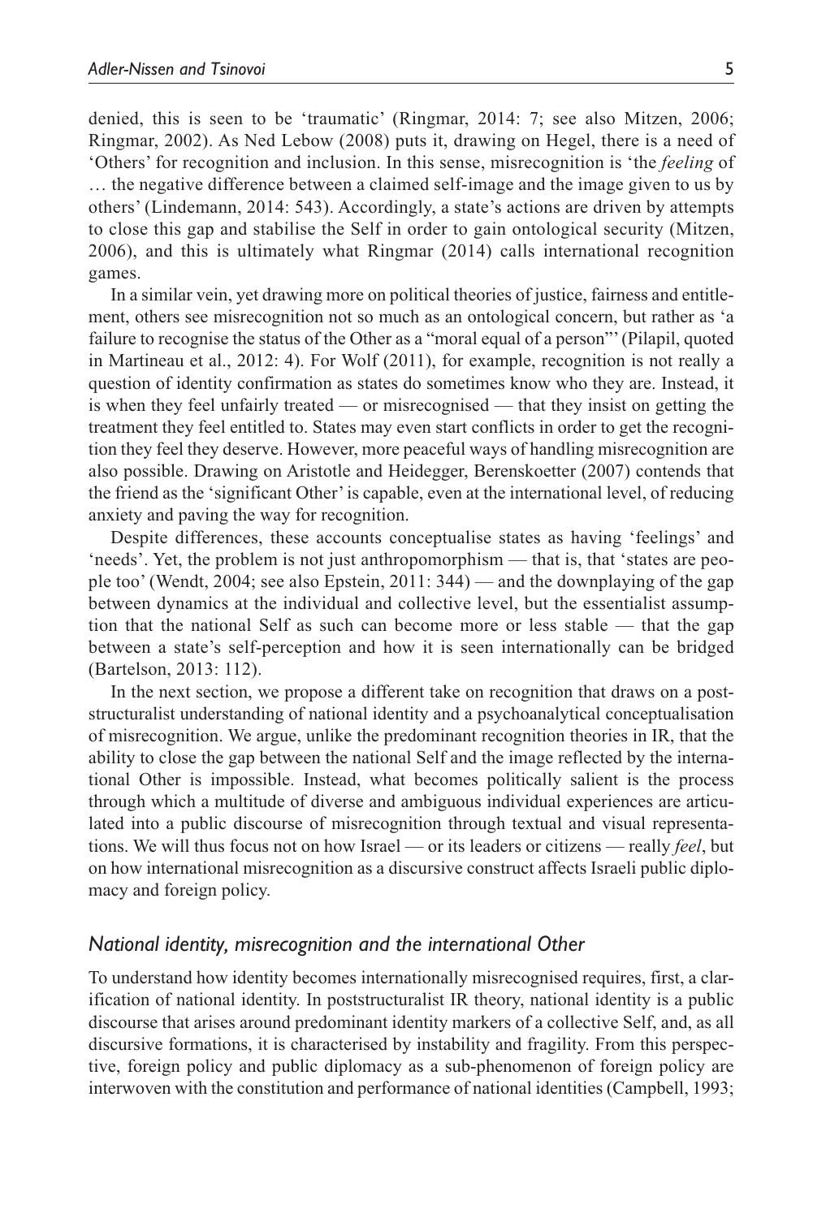denied, this is seen to be 'traumatic' (Ringmar, 2014: 7; see also Mitzen, 2006; Ringmar, 2002). As Ned Lebow (2008) puts it, drawing on Hegel, there is a need of 'Others' for recognition and inclusion. In this sense, misrecognition is 'the *feeling* of … the negative difference between a claimed self-image and the image given to us by others' (Lindemann, 2014: 543). Accordingly, a state's actions are driven by attempts to close this gap and stabilise the Self in order to gain ontological security (Mitzen, 2006), and this is ultimately what Ringmar (2014) calls international recognition games.

In a similar vein, yet drawing more on political theories of justice, fairness and entitlement, others see misrecognition not so much as an ontological concern, but rather as 'a failure to recognise the status of the Other as a "moral equal of a person"' (Pilapil, quoted in Martineau et al., 2012: 4). For Wolf (2011), for example, recognition is not really a question of identity confirmation as states do sometimes know who they are. Instead, it is when they feel unfairly treated — or misrecognised — that they insist on getting the treatment they feel entitled to. States may even start conflicts in order to get the recognition they feel they deserve. However, more peaceful ways of handling misrecognition are also possible. Drawing on Aristotle and Heidegger, Berenskoetter (2007) contends that the friend as the 'significant Other' is capable, even at the international level, of reducing anxiety and paving the way for recognition.

Despite differences, these accounts conceptualise states as having 'feelings' and 'needs'. Yet, the problem is not just anthropomorphism — that is, that 'states are people too' (Wendt, 2004; see also Epstein, 2011: 344) — and the downplaying of the gap between dynamics at the individual and collective level, but the essentialist assumption that the national Self as such can become more or less stable — that the gap between a state's self-perception and how it is seen internationally can be bridged (Bartelson, 2013: 112).

In the next section, we propose a different take on recognition that draws on a poststructuralist understanding of national identity and a psychoanalytical conceptualisation of misrecognition. We argue, unlike the predominant recognition theories in IR, that the ability to close the gap between the national Self and the image reflected by the international Other is impossible. Instead, what becomes politically salient is the process through which a multitude of diverse and ambiguous individual experiences are articulated into a public discourse of misrecognition through textual and visual representations. We will thus focus not on how Israel — or its leaders or citizens — really *feel*, but on how international misrecognition as a discursive construct affects Israeli public diplomacy and foreign policy.

### *National identity, misrecognition and the international Other*

To understand how identity becomes internationally misrecognised requires, first, a clarification of national identity. In poststructuralist IR theory, national identity is a public discourse that arises around predominant identity markers of a collective Self, and, as all discursive formations, it is characterised by instability and fragility. From this perspective, foreign policy and public diplomacy as a sub-phenomenon of foreign policy are interwoven with the constitution and performance of national identities (Campbell, 1993;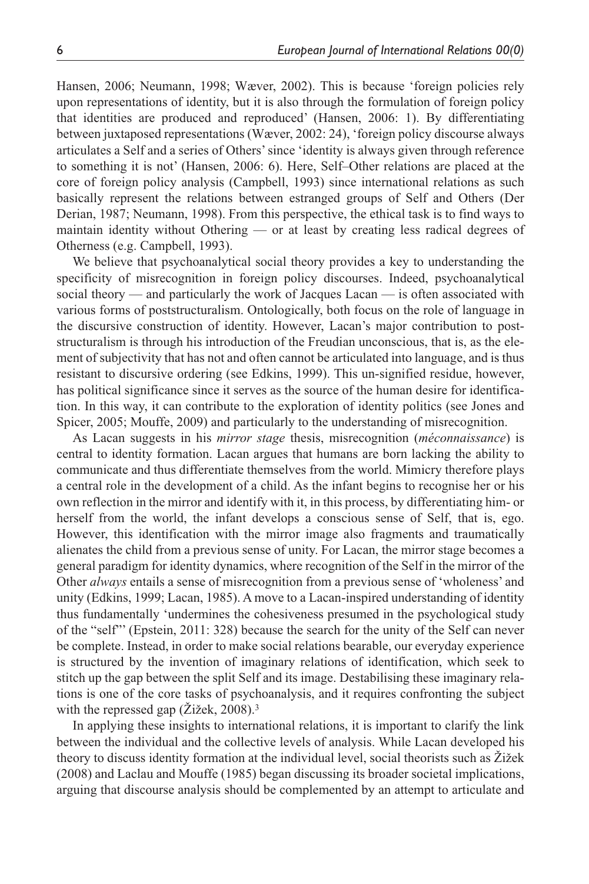Hansen, 2006; Neumann, 1998; Wæver, 2002). This is because 'foreign policies rely upon representations of identity, but it is also through the formulation of foreign policy that identities are produced and reproduced' (Hansen, 2006: 1). By differentiating between juxtaposed representations (Wæver, 2002: 24), 'foreign policy discourse always articulates a Self and a series of Others' since 'identity is always given through reference to something it is not' (Hansen, 2006: 6). Here, Self–Other relations are placed at the core of foreign policy analysis (Campbell, 1993) since international relations as such basically represent the relations between estranged groups of Self and Others (Der Derian, 1987; Neumann, 1998). From this perspective, the ethical task is to find ways to maintain identity without Othering — or at least by creating less radical degrees of Otherness (e.g. Campbell, 1993).

We believe that psychoanalytical social theory provides a key to understanding the specificity of misrecognition in foreign policy discourses. Indeed, psychoanalytical social theory — and particularly the work of Jacques Lacan — is often associated with various forms of poststructuralism. Ontologically, both focus on the role of language in the discursive construction of identity. However, Lacan's major contribution to poststructuralism is through his introduction of the Freudian unconscious, that is, as the element of subjectivity that has not and often cannot be articulated into language, and is thus resistant to discursive ordering (see Edkins, 1999). This un-signified residue, however, has political significance since it serves as the source of the human desire for identification. In this way, it can contribute to the exploration of identity politics (see Jones and Spicer, 2005; Mouffe, 2009) and particularly to the understanding of misrecognition.

As Lacan suggests in his *mirror stage* thesis, misrecognition (*méconnaissance*) is central to identity formation. Lacan argues that humans are born lacking the ability to communicate and thus differentiate themselves from the world. Mimicry therefore plays a central role in the development of a child. As the infant begins to recognise her or his own reflection in the mirror and identify with it, in this process, by differentiating him- or herself from the world, the infant develops a conscious sense of Self, that is, ego. However, this identification with the mirror image also fragments and traumatically alienates the child from a previous sense of unity. For Lacan, the mirror stage becomes a general paradigm for identity dynamics, where recognition of the Self in the mirror of the Other *always* entails a sense of misrecognition from a previous sense of 'wholeness' and unity (Edkins, 1999; Lacan, 1985). A move to a Lacan-inspired understanding of identity thus fundamentally 'undermines the cohesiveness presumed in the psychological study of the "self"' (Epstein, 2011: 328) because the search for the unity of the Self can never be complete. Instead, in order to make social relations bearable, our everyday experience is structured by the invention of imaginary relations of identification, which seek to stitch up the gap between the split Self and its image. Destabilising these imaginary relations is one of the core tasks of psychoanalysis, and it requires confronting the subject with the repressed gap (Žižek, 2008).[3]

In applying these insights to international relations, it is important to clarify the link between the individual and the collective levels of analysis. While Lacan developed his theory to discuss identity formation at the individual level, social theorists such as Žižek (2008) and Laclau and Mouffe (1985) began discussing its broader societal implications, arguing that discourse analysis should be complemented by an attempt to articulate and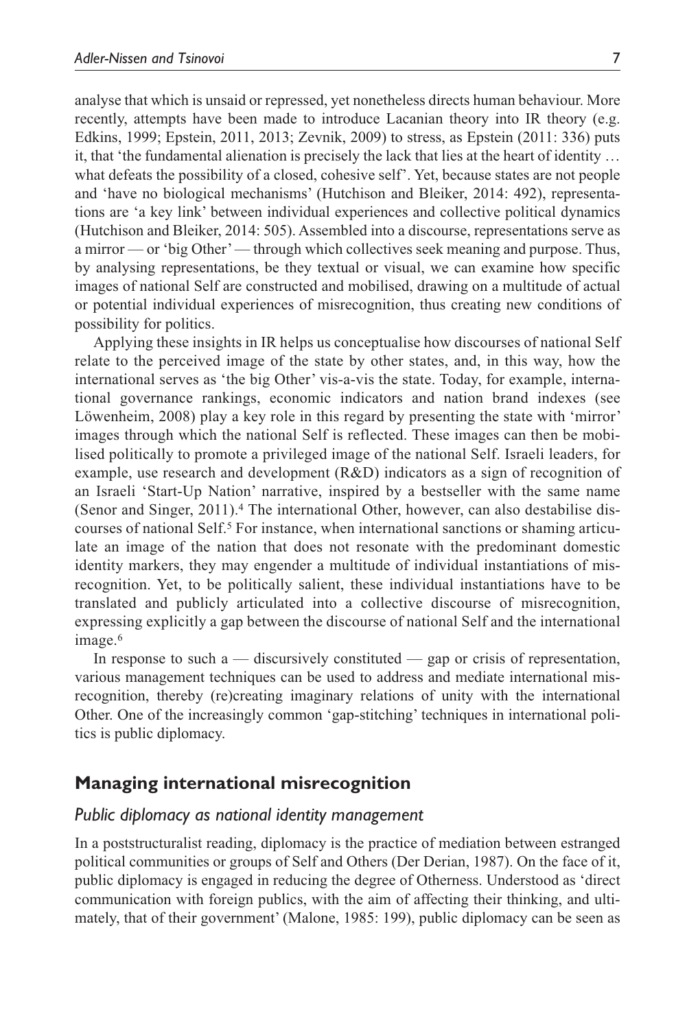analyse that which is unsaid or repressed, yet nonetheless directs human behaviour. More recently, attempts have been made to introduce Lacanian theory into IR theory (e.g. Edkins, 1999; Epstein, 2011, 2013; Zevnik, 2009) to stress, as Epstein (2011: 336) puts it, that 'the fundamental alienation is precisely the lack that lies at the heart of identity … what defeats the possibility of a closed, cohesive self'. Yet, because states are not people and 'have no biological mechanisms' (Hutchison and Bleiker, 2014: 492), representations are 'a key link' between individual experiences and collective political dynamics (Hutchison and Bleiker, 2014: 505). Assembled into a discourse, representations serve as a mirror — or 'big Other' — through which collectives seek meaning and purpose. Thus, by analysing representations, be they textual or visual, we can examine how specific images of national Self are constructed and mobilised, drawing on a multitude of actual or potential individual experiences of misrecognition, thus creating new conditions of possibility for politics.

Applying these insights in IR helps us conceptualise how discourses of national Self relate to the perceived image of the state by other states, and, in this way, how the international serves as 'the big Other' vis-a-vis the state. Today, for example, international governance rankings, economic indicators and nation brand indexes (see Löwenheim, 2008) play a key role in this regard by presenting the state with 'mirror' images through which the national Self is reflected. These images can then be mobilised politically to promote a privileged image of the national Self. Israeli leaders, for example, use research and development (R&D) indicators as a sign of recognition of an Israeli 'Start-Up Nation' narrative, inspired by a bestseller with the same name (Senor and Singer, 2011).[4] The international Other, however, can also destabilise discourses of national Self.[5] For instance, when international sanctions or shaming articulate an image of the nation that does not resonate with the predominant domestic identity markers, they may engender a multitude of individual instantiations of misrecognition. Yet, to be politically salient, these individual instantiations have to be translated and publicly articulated into a collective discourse of misrecognition, expressing explicitly a gap between the discourse of national Self and the international image.[6]

In response to such a — discursively constituted — gap or crisis of representation, various management techniques can be used to address and mediate international misrecognition, thereby (re)creating imaginary relations of unity with the international Other. One of the increasingly common 'gap-stitching' techniques in international politics is public diplomacy.

## Managing international misrecognition

### *Public diplomacy as national identity management*

In a poststructuralist reading, diplomacy is the practice of mediation between estranged political communities or groups of Self and Others (Der Derian, 1987). On the face of it, public diplomacy is engaged in reducing the degree of Otherness. Understood as 'direct communication with foreign publics, with the aim of affecting their thinking, and ultimately, that of their government' (Malone, 1985: 199), public diplomacy can be seen as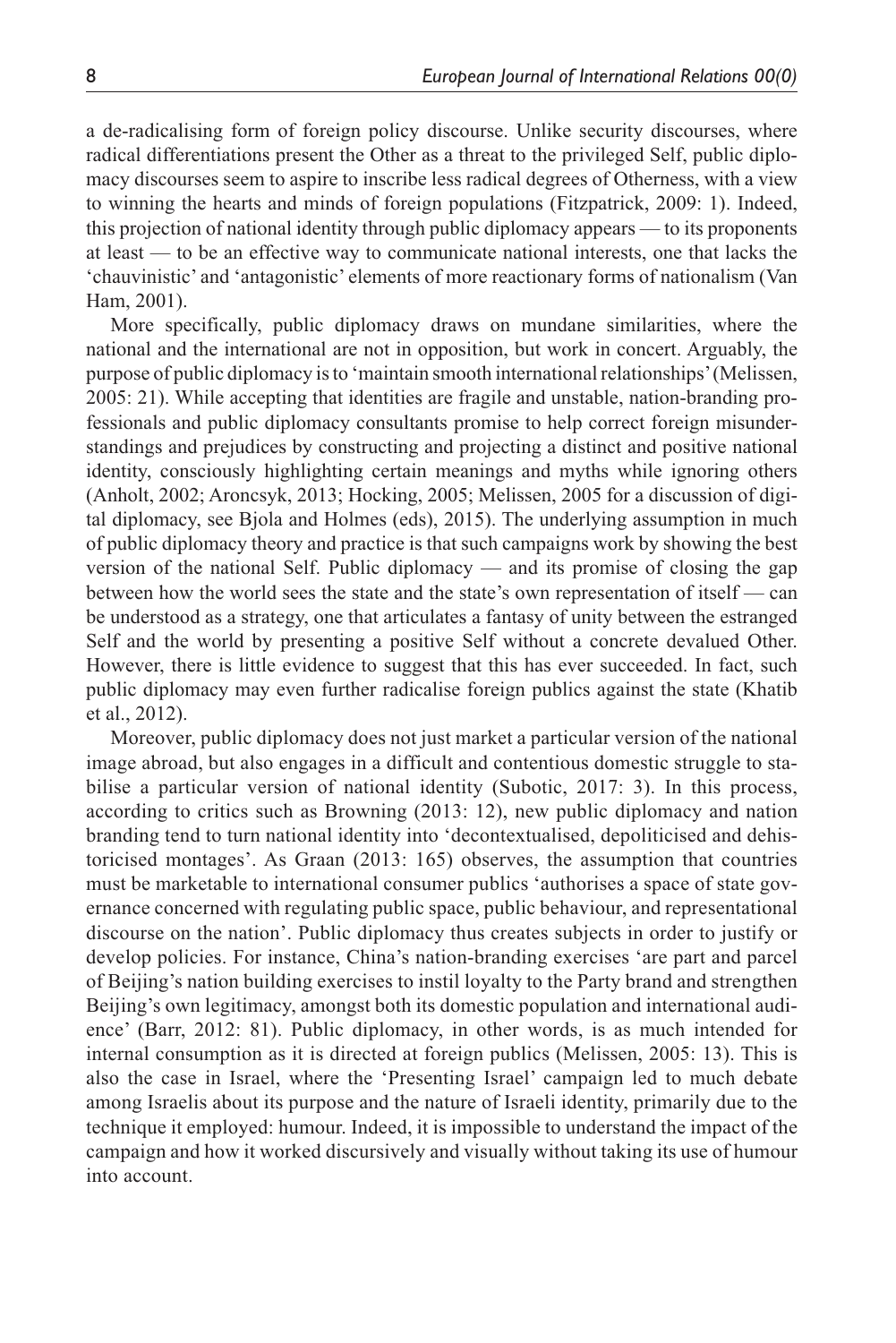a de-radicalising form of foreign policy discourse. Unlike security discourses, where radical differentiations present the Other as a threat to the privileged Self, public diplomacy discourses seem to aspire to inscribe less radical degrees of Otherness, with a view to winning the hearts and minds of foreign populations (Fitzpatrick, 2009: 1). Indeed, this projection of national identity through public diplomacy appears — to its proponents at least — to be an effective way to communicate national interests, one that lacks the 'chauvinistic' and 'antagonistic' elements of more reactionary forms of nationalism (Van Ham, 2001).

More specifically, public diplomacy draws on mundane similarities, where the national and the international are not in opposition, but work in concert. Arguably, the purpose of public diplomacy is to 'maintain smooth international relationships' (Melissen, 2005: 21). While accepting that identities are fragile and unstable, nation-branding professionals and public diplomacy consultants promise to help correct foreign misunderstandings and prejudices by constructing and projecting a distinct and positive national identity, consciously highlighting certain meanings and myths while ignoring others (Anholt, 2002; Aroncsyk, 2013; Hocking, 2005; Melissen, 2005 for a discussion of digital diplomacy, see Bjola and Holmes (eds), 2015). The underlying assumption in much of public diplomacy theory and practice is that such campaigns work by showing the best version of the national Self. Public diplomacy — and its promise of closing the gap between how the world sees the state and the state's own representation of itself — can be understood as a strategy, one that articulates a fantasy of unity between the estranged Self and the world by presenting a positive Self without a concrete devalued Other. However, there is little evidence to suggest that this has ever succeeded. In fact, such public diplomacy may even further radicalise foreign publics against the state (Khatib et al., 2012).

Moreover, public diplomacy does not just market a particular version of the national image abroad, but also engages in a difficult and contentious domestic struggle to stabilise a particular version of national identity (Subotic, 2017: 3). In this process, according to critics such as Browning (2013: 12), new public diplomacy and nation branding tend to turn national identity into 'decontextualised, depoliticised and dehistoricised montages'. As Graan (2013: 165) observes, the assumption that countries must be marketable to international consumer publics 'authorises a space of state governance concerned with regulating public space, public behaviour, and representational discourse on the nation'. Public diplomacy thus creates subjects in order to justify or develop policies. For instance, China's nation-branding exercises 'are part and parcel of Beijing's nation building exercises to instil loyalty to the Party brand and strengthen Beijing's own legitimacy, amongst both its domestic population and international audience' (Barr, 2012: 81). Public diplomacy, in other words, is as much intended for internal consumption as it is directed at foreign publics (Melissen, 2005: 13). This is also the case in Israel, where the 'Presenting Israel' campaign led to much debate among Israelis about its purpose and the nature of Israeli identity, primarily due to the technique it employed: humour. Indeed, it is impossible to understand the impact of the campaign and how it worked discursively and visually without taking its use of humour into account.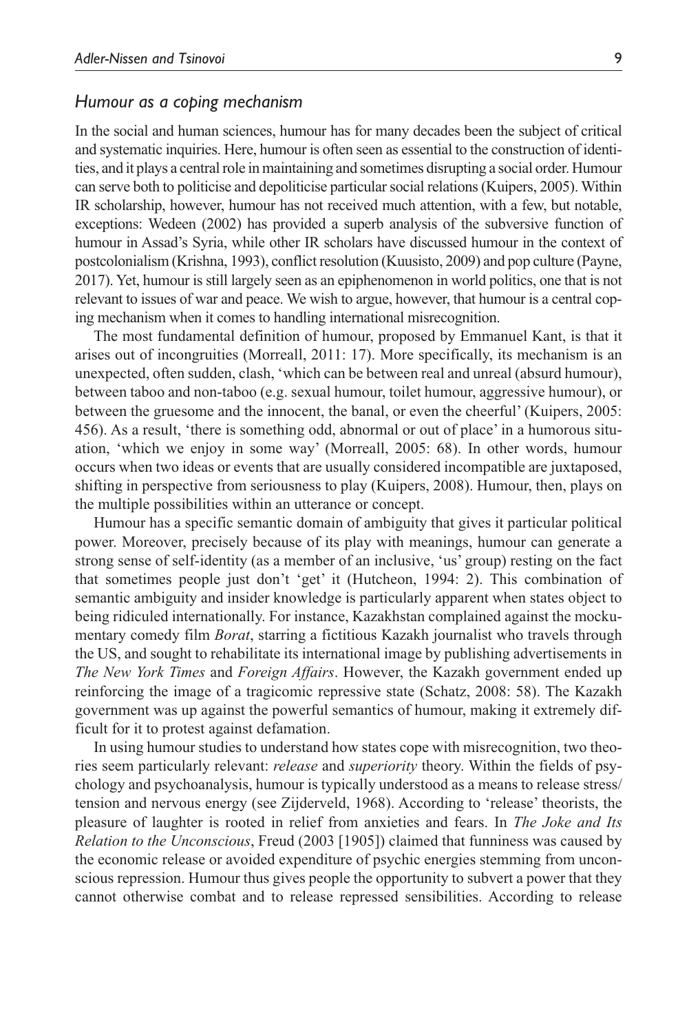### *Humour as a coping mechanism*

In the social and human sciences, humour has for many decades been the subject of critical and systematic inquiries. Here, humour is often seen as essential to the construction of identities, and it plays a central role in maintaining and sometimes disrupting a social order. Humour can serve both to politicise and depoliticise particular social relations (Kuipers, 2005). Within IR scholarship, however, humour has not received much attention, with a few, but notable, exceptions: Wedeen (2002) has provided a superb analysis of the subversive function of humour in Assad's Syria, while other IR scholars have discussed humour in the context of postcolonialism (Krishna, 1993), conflict resolution (Kuusisto, 2009) and pop culture (Payne, 2017). Yet, humour is still largely seen as an epiphenomenon in world politics, one that is not relevant to issues of war and peace. We wish to argue, however, that humour is a central coping mechanism when it comes to handling international misrecognition.

The most fundamental definition of humour, proposed by Emmanuel Kant, is that it arises out of incongruities (Morreall, 2011: 17). More specifically, its mechanism is an unexpected, often sudden, clash, 'which can be between real and unreal (absurd humour), between taboo and non-taboo (e.g. sexual humour, toilet humour, aggressive humour), or between the gruesome and the innocent, the banal, or even the cheerful' (Kuipers, 2005: 456). As a result, 'there is something odd, abnormal or out of place' in a humorous situation, 'which we enjoy in some way' (Morreall, 2005: 68). In other words, humour occurs when two ideas or events that are usually considered incompatible are juxtaposed, shifting in perspective from seriousness to play (Kuipers, 2008). Humour, then, plays on the multiple possibilities within an utterance or concept.

Humour has a specific semantic domain of ambiguity that gives it particular political power. Moreover, precisely because of its play with meanings, humour can generate a strong sense of self-identity (as a member of an inclusive, 'us' group) resting on the fact that sometimes people just don't 'get' it (Hutcheon, 1994: 2). This combination of semantic ambiguity and insider knowledge is particularly apparent when states object to being ridiculed internationally. For instance, Kazakhstan complained against the mockumentary comedy film *Borat*, starring a fictitious Kazakh journalist who travels through the US, and sought to rehabilitate its international image by publishing advertisements in *The New York Times* and *Foreign Affairs*. However, the Kazakh government ended up reinforcing the image of a tragicomic repressive state (Schatz, 2008: 58). The Kazakh government was up against the powerful semantics of humour, making it extremely difficult for it to protest against defamation.

In using humour studies to understand how states cope with misrecognition, two theories seem particularly relevant: *release* and *superiority* theory. Within the fields of psychology and psychoanalysis, humour is typically understood as a means to release stress/tension and nervous energy (see Zijderveld, 1968). According to 'release' theorists, the pleasure of laughter is rooted in relief from anxieties and fears. In *The Joke and Its Relation to the Unconscious*, Freud (2003 [1905]) claimed that funniness was caused by the economic release or avoided expenditure of psychic energies stemming from unconscious repression. Humour thus gives people the opportunity to subvert a power that they cannot otherwise combat and to release repressed sensibilities. According to release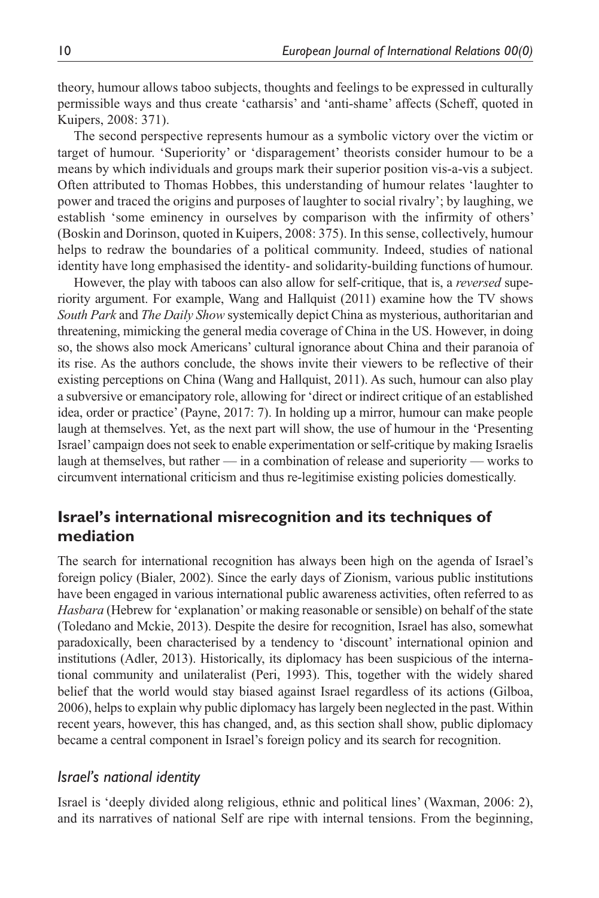theory, humour allows taboo subjects, thoughts and feelings to be expressed in culturally permissible ways and thus create 'catharsis' and 'anti-shame' affects (Scheff, quoted in Kuipers, 2008: 371).

The second perspective represents humour as a symbolic victory over the victim or target of humour. 'Superiority' or 'disparagement' theorists consider humour to be a means by which individuals and groups mark their superior position vis-a-vis a subject. Often attributed to Thomas Hobbes, this understanding of humour relates 'laughter to power and traced the origins and purposes of laughter to social rivalry'; by laughing, we establish 'some eminency in ourselves by comparison with the infirmity of others' (Boskin and Dorinson, quoted in Kuipers, 2008: 375). In this sense, collectively, humour helps to redraw the boundaries of a political community. Indeed, studies of national identity have long emphasised the identity- and solidarity-building functions of humour.

However, the play with taboos can also allow for self-critique, that is, a *reversed* superiority argument. For example, Wang and Hallquist (2011) examine how the TV shows *South Park* and *The Daily Show* systemically depict China as mysterious, authoritarian and threatening, mimicking the general media coverage of China in the US. However, in doing so, the shows also mock Americans' cultural ignorance about China and their paranoia of its rise. As the authors conclude, the shows invite their viewers to be reflective of their existing perceptions on China (Wang and Hallquist, 2011). As such, humour can also play a subversive or emancipatory role, allowing for 'direct or indirect critique of an established idea, order or practice' (Payne, 2017: 7). In holding up a mirror, humour can make people laugh at themselves. Yet, as the next part will show, the use of humour in the 'Presenting Israel' campaign does not seek to enable experimentation or self-critique by making Israelis laugh at themselves, but rather — in a combination of release and superiority — works to circumvent international criticism and thus re-legitimise existing policies domestically.

## Israel's international misrecognition and its techniques of mediation

The search for international recognition has always been high on the agenda of Israel's foreign policy (Bialer, 2002). Since the early days of Zionism, various public institutions have been engaged in various international public awareness activities, often referred to as *Hasbara* (Hebrew for 'explanation' or making reasonable or sensible) on behalf of the state (Toledano and Mckie, 2013). Despite the desire for recognition, Israel has also, somewhat paradoxically, been characterised by a tendency to 'discount' international opinion and institutions (Adler, 2013). Historically, its diplomacy has been suspicious of the international community and unilateralist (Peri, 1993). This, together with the widely shared belief that the world would stay biased against Israel regardless of its actions (Gilboa, 2006), helps to explain why public diplomacy has largely been neglected in the past. Within recent years, however, this has changed, and, as this section shall show, public diplomacy became a central component in Israel's foreign policy and its search for recognition.

### *Israel's national identity*

Israel is 'deeply divided along religious, ethnic and political lines' (Waxman, 2006: 2), and its narratives of national Self are ripe with internal tensions. From the beginning,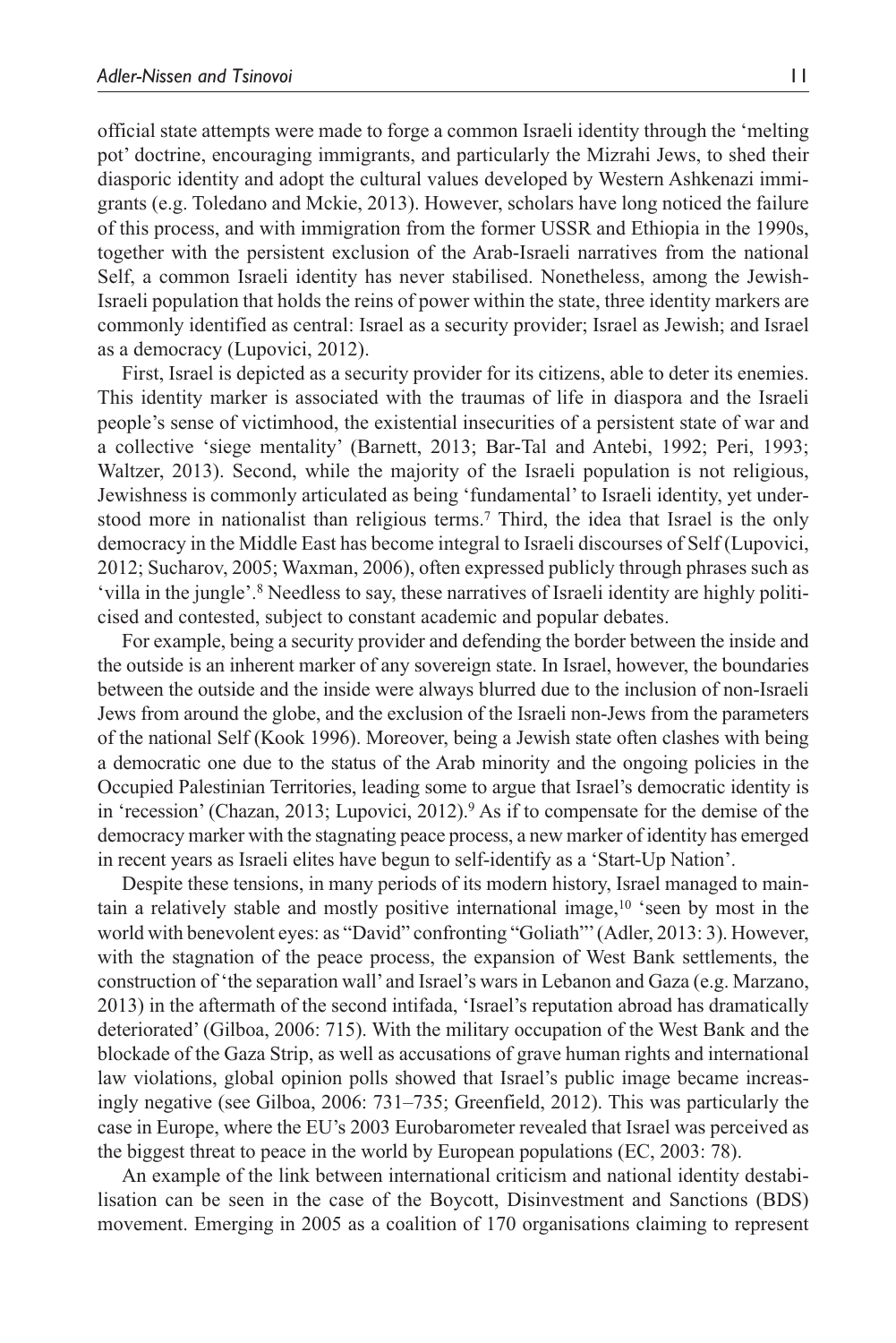official state attempts were made to forge a common Israeli identity through the 'melting pot' doctrine, encouraging immigrants, and particularly the Mizrahi Jews, to shed their diasporic identity and adopt the cultural values developed by Western Ashkenazi immigrants (e.g. Toledano and Mckie, 2013). However, scholars have long noticed the failure of this process, and with immigration from the former USSR and Ethiopia in the 1990s, together with the persistent exclusion of the Arab-Israeli narratives from the national Self, a common Israeli identity has never stabilised. Nonetheless, among the Jewish-Israeli population that holds the reins of power within the state, three identity markers are commonly identified as central: Israel as a security provider; Israel as Jewish; and Israel as a democracy (Lupovici, 2012).

First, Israel is depicted as a security provider for its citizens, able to deter its enemies. This identity marker is associated with the traumas of life in diaspora and the Israeli people's sense of victimhood, the existential insecurities of a persistent state of war and a collective 'siege mentality' (Barnett, 2013; Bar-Tal and Antebi, 1992; Peri, 1993; Waltzer, 2013). Second, while the majority of the Israeli population is not religious, Jewishness is commonly articulated as being 'fundamental' to Israeli identity, yet understood more in nationalist than religious terms.[7] Third, the idea that Israel is the only democracy in the Middle East has become integral to Israeli discourses of Self (Lupovici, 2012; Sucharov, 2005; Waxman, 2006), often expressed publicly through phrases such as 'villa in the jungle'.[8] Needless to say, these narratives of Israeli identity are highly politicised and contested, subject to constant academic and popular debates.

For example, being a security provider and defending the border between the inside and the outside is an inherent marker of any sovereign state. In Israel, however, the boundaries between the outside and the inside were always blurred due to the inclusion of non-Israeli Jews from around the globe, and the exclusion of the Israeli non-Jews from the parameters of the national Self (Kook 1996). Moreover, being a Jewish state often clashes with being a democratic one due to the status of the Arab minority and the ongoing policies in the Occupied Palestinian Territories, leading some to argue that Israel's democratic identity is in 'recession' (Chazan, 2013; Lupovici, 2012).[9] As if to compensate for the demise of the democracy marker with the stagnating peace process, a new marker of identity has emerged in recent years as Israeli elites have begun to self-identify as a 'Start-Up Nation'.

Despite these tensions, in many periods of its modern history, Israel managed to maintain a relatively stable and mostly positive international image,[10] 'seen by most in the world with benevolent eyes: as "David" confronting "Goliath"' (Adler, 2013: 3). However, with the stagnation of the peace process, the expansion of West Bank settlements, the construction of 'the separation wall' and Israel's wars in Lebanon and Gaza (e.g. Marzano, 2013) in the aftermath of the second intifada, 'Israel's reputation abroad has dramatically deteriorated' (Gilboa, 2006: 715). With the military occupation of the West Bank and the blockade of the Gaza Strip, as well as accusations of grave human rights and international law violations, global opinion polls showed that Israel's public image became increasingly negative (see Gilboa, 2006: 731–735; Greenfield, 2012). This was particularly the case in Europe, where the EU's 2003 Eurobarometer revealed that Israel was perceived as the biggest threat to peace in the world by European populations (EC, 2003: 78).

An example of the link between international criticism and national identity destabilisation can be seen in the case of the Boycott, Disinvestment and Sanctions (BDS) movement. Emerging in 2005 as a coalition of 170 organisations claiming to represent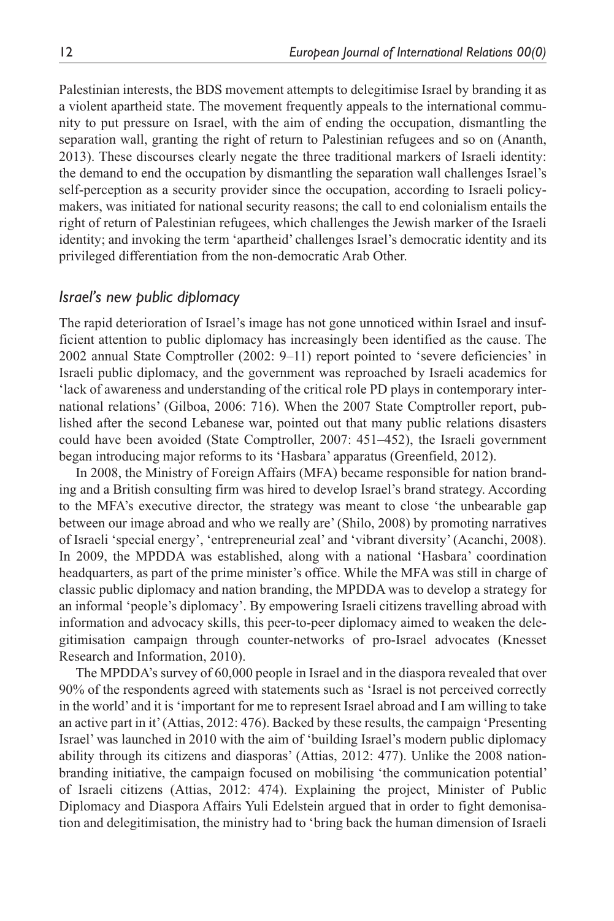Palestinian interests, the BDS movement attempts to delegitimise Israel by branding it as a violent apartheid state. The movement frequently appeals to the international community to put pressure on Israel, with the aim of ending the occupation, dismantling the separation wall, granting the right of return to Palestinian refugees and so on (Ananth, 2013). These discourses clearly negate the three traditional markers of Israeli identity: the demand to end the occupation by dismantling the separation wall challenges Israel's self-perception as a security provider since the occupation, according to Israeli policymakers, was initiated for national security reasons; the call to end colonialism entails the right of return of Palestinian refugees, which challenges the Jewish marker of the Israeli identity; and invoking the term 'apartheid' challenges Israel's democratic identity and its privileged differentiation from the non-democratic Arab Other.

### *Israel's new public diplomacy*

The rapid deterioration of Israel's image has not gone unnoticed within Israel and insufficient attention to public diplomacy has increasingly been identified as the cause. The 2002 annual State Comptroller (2002: 9–11) report pointed to 'severe deficiencies' in Israeli public diplomacy, and the government was reproached by Israeli academics for 'lack of awareness and understanding of the critical role PD plays in contemporary international relations' (Gilboa, 2006: 716). When the 2007 State Comptroller report, published after the second Lebanese war, pointed out that many public relations disasters could have been avoided (State Comptroller, 2007: 451–452), the Israeli government began introducing major reforms to its 'Hasbara' apparatus (Greenfield, 2012).

In 2008, the Ministry of Foreign Affairs (MFA) became responsible for nation branding and a British consulting firm was hired to develop Israel's brand strategy. According to the MFA's executive director, the strategy was meant to close 'the unbearable gap between our image abroad and who we really are' (Shilo, 2008) by promoting narratives of Israeli 'special energy', 'entrepreneurial zeal' and 'vibrant diversity' (Acanchi, 2008). In 2009, the MPDDA was established, along with a national 'Hasbara' coordination headquarters, as part of the prime minister's office. While the MFA was still in charge of classic public diplomacy and nation branding, the MPDDA was to develop a strategy for an informal 'people's diplomacy'. By empowering Israeli citizens travelling abroad with information and advocacy skills, this peer-to-peer diplomacy aimed to weaken the delegitimisation campaign through counter-networks of pro-Israel advocates (Knesset Research and Information, 2010).

The MPDDA's survey of 60,000 people in Israel and in the diaspora revealed that over 90% of the respondents agreed with statements such as 'Israel is not perceived correctly in the world' and it is 'important for me to represent Israel abroad and I am willing to take an active part in it' (Attias, 2012: 476). Backed by these results, the campaign 'Presenting Israel' was launched in 2010 with the aim of 'building Israel's modern public diplomacy ability through its citizens and diasporas' (Attias, 2012: 477). Unlike the 2008 nation-branding initiative, the campaign focused on mobilising 'the communication potential' of Israeli citizens (Attias, 2012: 474). Explaining the project, Minister of Public Diplomacy and Diaspora Affairs Yuli Edelstein argued that in order to fight demonisation and delegitimisation, the ministry had to 'bring back the human dimension of Israeli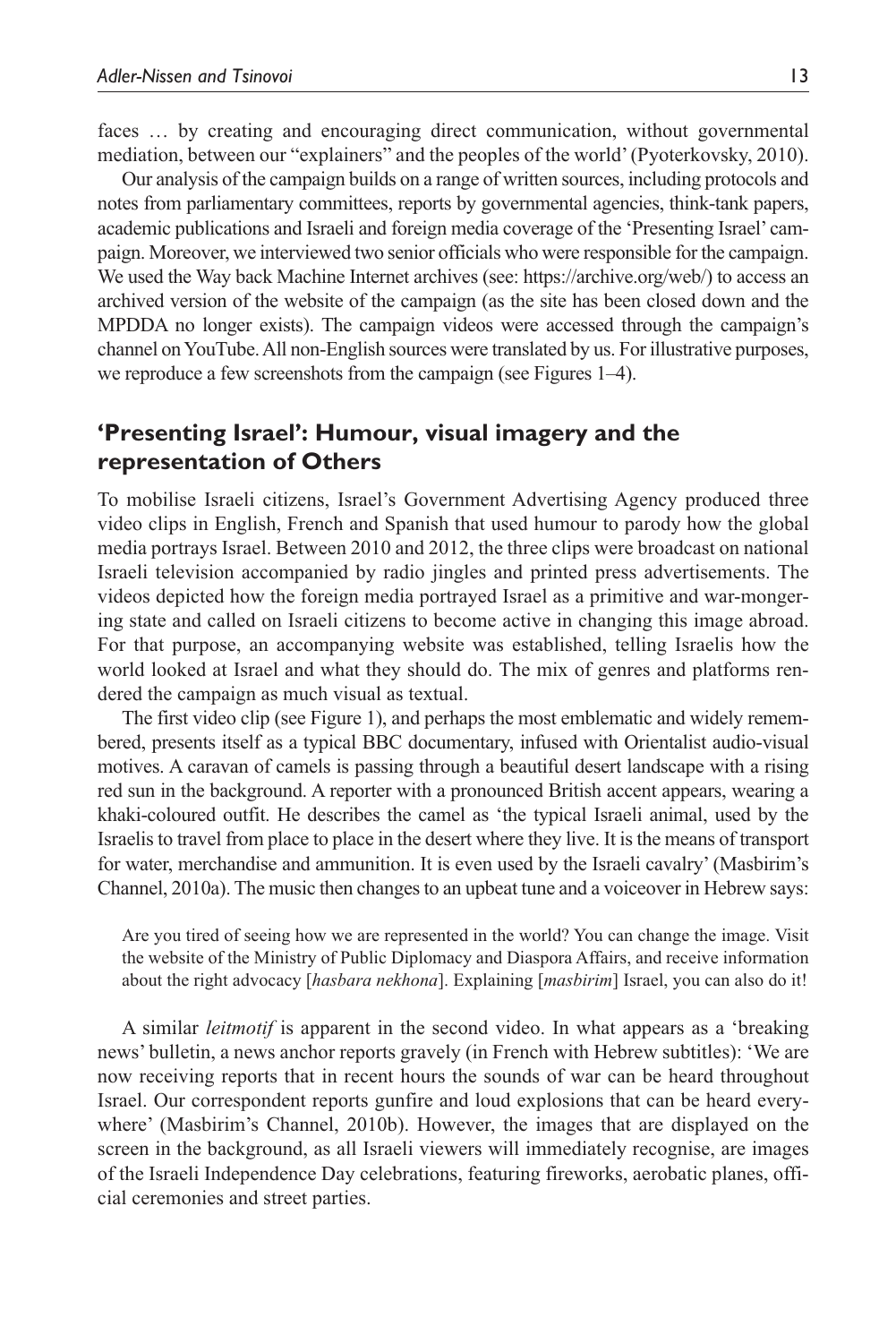faces … by creating and encouraging direct communication, without governmental mediation, between our "explainers" and the peoples of the world' (Pyoterkovsky, 2010).

Our analysis of the campaign builds on a range of written sources, including protocols and notes from parliamentary committees, reports by governmental agencies, think-tank papers, academic publications and Israeli and foreign media coverage of the 'Presenting Israel' campaign. Moreover, we interviewed two senior officials who were responsible for the campaign. We used the Way back Machine Internet archives (see: https://archive.org/web/) to access an archived version of the website of the campaign (as the site has been closed down and the MPDDA no longer exists). The campaign videos were accessed through the campaign's channel on YouTube. All non-English sources were translated by us. For illustrative purposes, we reproduce a few screenshots from the campaign (see Figures 1–4).

## 'Presenting Israel': Humour, visual imagery and the representation of Others

To mobilise Israeli citizens, Israel's Government Advertising Agency produced three video clips in English, French and Spanish that used humour to parody how the global media portrays Israel. Between 2010 and 2012, the three clips were broadcast on national Israeli television accompanied by radio jingles and printed press advertisements. The videos depicted how the foreign media portrayed Israel as a primitive and war-mongering state and called on Israeli citizens to become active in changing this image abroad. For that purpose, an accompanying website was established, telling Israelis how the world looked at Israel and what they should do. The mix of genres and platforms rendered the campaign as much visual as textual.

The first video clip (see Figure 1), and perhaps the most emblematic and widely remembered, presents itself as a typical BBC documentary, infused with Orientalist audio-visual motives. A caravan of camels is passing through a beautiful desert landscape with a rising red sun in the background. A reporter with a pronounced British accent appears, wearing a khaki-coloured outfit. He describes the camel as 'the typical Israeli animal, used by the Israelis to travel from place to place in the desert where they live. It is the means of transport for water, merchandise and ammunition. It is even used by the Israeli cavalry' (Masbirim's Channel, 2010a). The music then changes to an upbeat tune and a voiceover in Hebrew says:

> Are you tired of seeing how we are represented in the world? You can change the image. Visit the website of the Ministry of Public Diplomacy and Diaspora Affairs, and receive information about the right advocacy [*hasbara nekhona*]. Explaining [*masbirim*] Israel, you can also do it!

A similar *leitmotif* is apparent in the second video. In what appears as a 'breaking news' bulletin, a news anchor reports gravely (in French with Hebrew subtitles): 'We are now receiving reports that in recent hours the sounds of war can be heard throughout Israel. Our correspondent reports gunfire and loud explosions that can be heard everywhere' (Masbirim's Channel, 2010b). However, the images that are displayed on the screen in the background, as all Israeli viewers will immediately recognise, are images of the Israeli Independence Day celebrations, featuring fireworks, aerobatic planes, official ceremonies and street parties.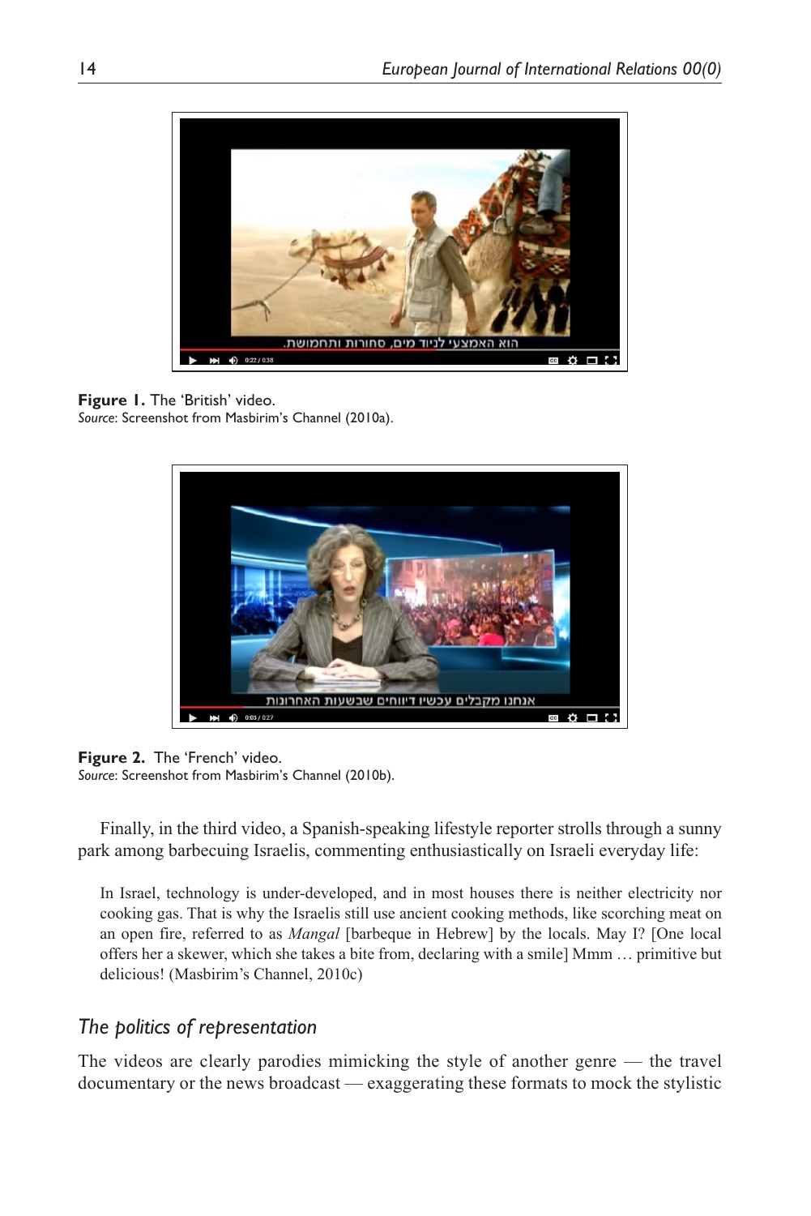**Figure 1.** The 'British' video.
*Source*: Screenshot from Masbirim's Channel (2010a).

**Figure 2.** The 'French' video.
*Source*: Screenshot from Masbirim's Channel (2010b).

Finally, in the third video, a Spanish-speaking lifestyle reporter strolls through a sunny park among barbecuing Israelis, commenting enthusiastically on Israeli everyday life:

> In Israel, technology is under-developed, and in most houses there is neither electricity nor cooking gas. That is why the Israelis still use ancient cooking methods, like scorching meat on an open fire, referred to as *Mangal* [barbeque in Hebrew] by the locals. May I? [One local offers her a skewer, which she takes a bite from, declaring with a smile] Mmm … primitive but delicious! (Masbirim's Channel, 2010c)

### *The politics of representation*

The videos are clearly parodies mimicking the style of another genre — the travel documentary or the news broadcast — exaggerating these formats to mock the stylistic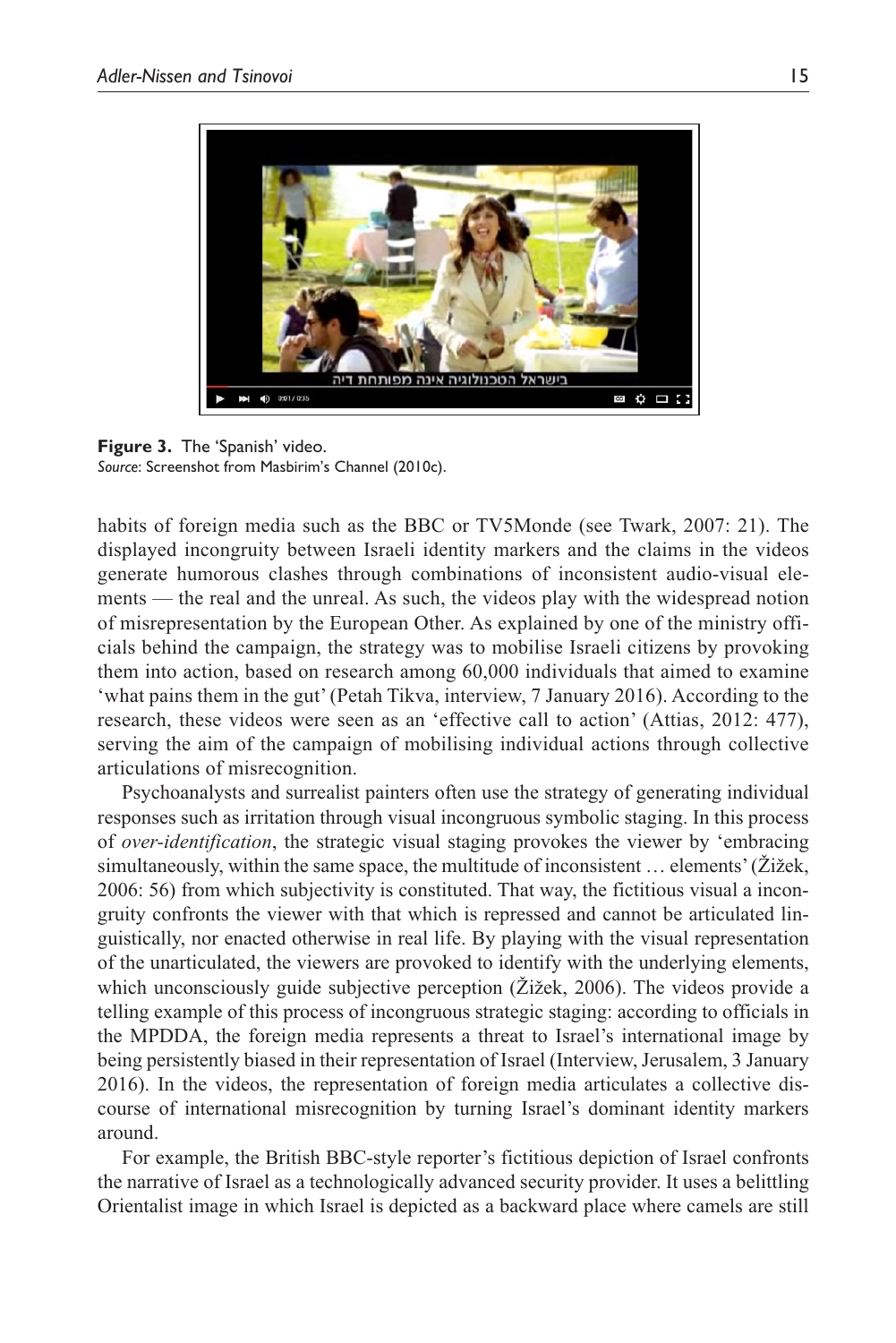**Figure 3.** The 'Spanish' video.
*Source*: Screenshot from Masbirim's Channel (2010c).

habits of foreign media such as the BBC or TV5Monde (see Twark, 2007: 21). The displayed incongruity between Israeli identity markers and the claims in the videos generate humorous clashes through combinations of inconsistent audio-visual elements — the real and the unreal. As such, the videos play with the widespread notion of misrepresentation by the European Other. As explained by one of the ministry officials behind the campaign, the strategy was to mobilise Israeli citizens by provoking them into action, based on research among 60,000 individuals that aimed to examine 'what pains them in the gut' (Petah Tikva, interview, 7 January 2016). According to the research, these videos were seen as an 'effective call to action' (Attias, 2012: 477), serving the aim of the campaign of mobilising individual actions through collective articulations of misrecognition.

Psychoanalysts and surrealist painters often use the strategy of generating individual responses such as irritation through visual incongruous symbolic staging. In this process of *over-identification*, the strategic visual staging provokes the viewer by 'embracing simultaneously, within the same space, the multitude of inconsistent … elements' (Žižek, 2006: 56) from which subjectivity is constituted. That way, the fictitious visual a incongruity confronts the viewer with that which is repressed and cannot be articulated linguistically, nor enacted otherwise in real life. By playing with the visual representation of the unarticulated, the viewers are provoked to identify with the underlying elements, which unconsciously guide subjective perception (Žižek, 2006). The videos provide a telling example of this process of incongruous strategic staging: according to officials in the MPDDA, the foreign media represents a threat to Israel's international image by being persistently biased in their representation of Israel (Interview, Jerusalem, 3 January 2016). In the videos, the representation of foreign media articulates a collective discourse of international misrecognition by turning Israel's dominant identity markers around.

For example, the British BBC-style reporter's fictitious depiction of Israel confronts the narrative of Israel as a technologically advanced security provider. It uses a belittling Orientalist image in which Israel is depicted as a backward place where camels are still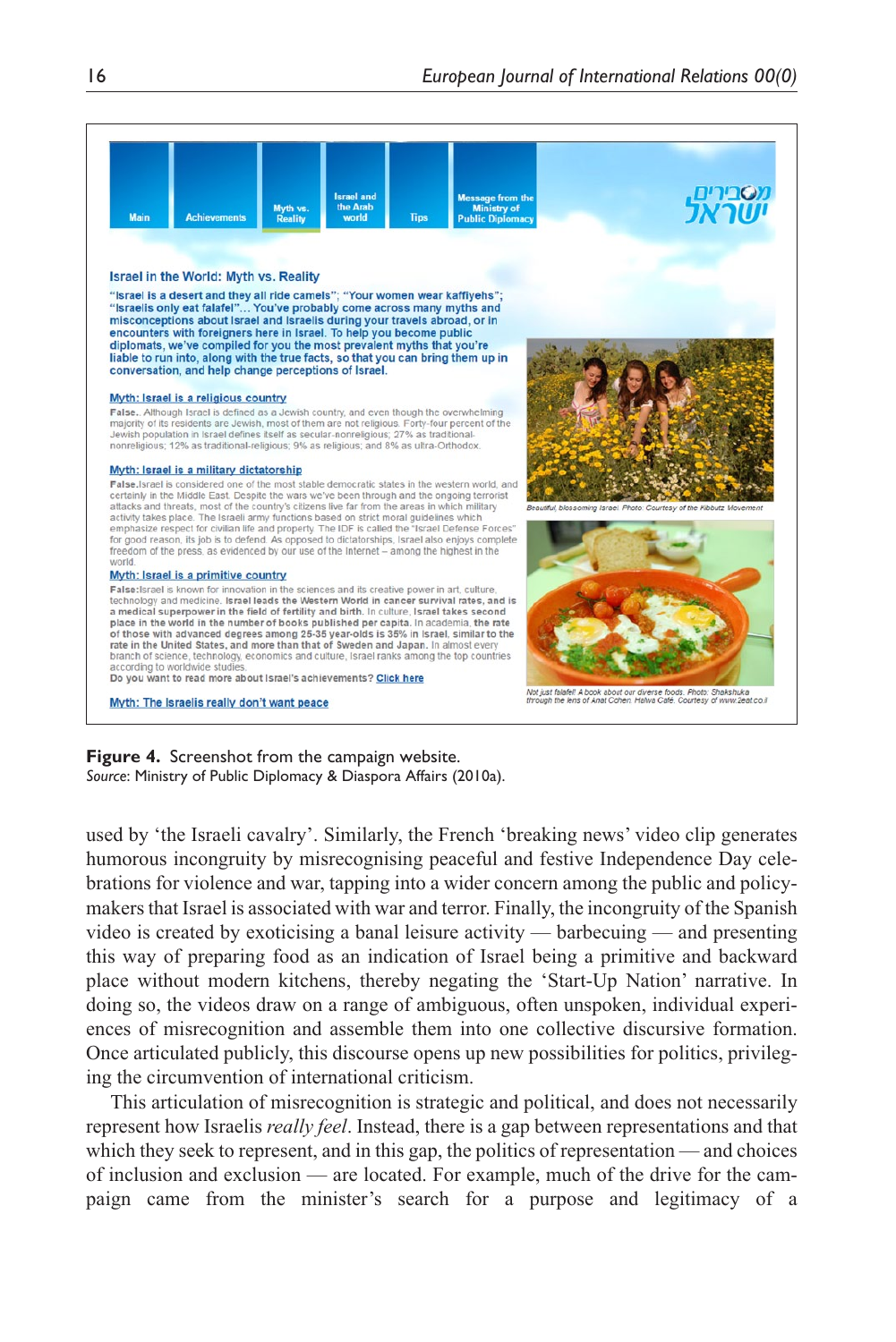Israel in the World: Myth vs. Reality

"Israel is a desert and they all ride camels"; "Your women wear kaffiyehs"; "Israelis only eat falafel"... You've probably come across many myths and misconceptions about Israel and Israelis during your travels abroad, or in encounters with foreigners here in Israel. To help you become public diplomats, we've compiled for you the most prevalent myths that you're liable to run into, along with the true facts, so that you can bring them up in conversation, and help change perceptions of Israel.

Myth: Israel is a religious country

False. Although Israel is defined as a Jewish country, and even though the overwhelming majority of its residents are Jewish, most of them are not religious. Forty-four percent of the Jewish population in Israel defines itself as secular-nonreligious; 27% as traditional-nonreligious; 12% as traditional-religious; 9% as religious; and 8% as ultra-Orthodox.

Myth: Israel is a military dictatorship

False. Israel is considered one of the most stable democratic states in the western world, and certainly in the Middle East. Despite the wars we've been through and the ongoing terrorist attacks and threats, most of the country's citizens live far from the areas in which military activity takes place. The Israeli army functions based on strict moral guidelines which emphasize respect for civilian life and property. The IDF is called the "Israel Defense Forces" for good reason, its job is to defend. As opposed to dictatorships, Israel also enjoys complete freedom of the press, as evidenced by our use of the Internet – among the highest in the world.

Myth: Israel is a primitive country

False: Israel is known for innovation in the sciences and its creative power in art, culture, technology and medicine. Israel leads the Western World in cancer survival rates, and is a medical superpower in the field of fertility and birth. In culture, Israel takes second place in the world in the number of books published per capita. In academia, the rate of those with advanced degrees among 25-35 year-olds is 35% in Israel, similar to the rate in the United States, and more than that of Sweden and Japan. In almost every branch of science, technology, economics and culture, Israel ranks among the top countries according to worldwide studies.

Do you want to read more about Israel's achievements? Click here

Myth: The Israelis really don't want peace

**Figure 4.** Screenshot from the campaign website.
*Source*: Ministry of Public Diplomacy & Diaspora Affairs (2010a).

used by 'the Israeli cavalry'. Similarly, the French 'breaking news' video clip generates humorous incongruity by misrecognising peaceful and festive Independence Day celebrations for violence and war, tapping into a wider concern among the public and policy-makers that Israel is associated with war and terror. Finally, the incongruity of the Spanish video is created by exoticising a banal leisure activity — barbecuing — and presenting this way of preparing food as an indication of Israel being a primitive and backward place without modern kitchens, thereby negating the 'Start-Up Nation' narrative. In doing so, the videos draw on a range of ambiguous, often unspoken, individual experiences of misrecognition and assemble them into one collective discursive formation. Once articulated publicly, this discourse opens up new possibilities for politics, privileging the circumvention of international criticism.

This articulation of misrecognition is strategic and political, and does not necessarily represent how Israelis *really feel*. Instead, there is a gap between representations and that which they seek to represent, and in this gap, the politics of representation — and choices of inclusion and exclusion — are located. For example, much of the drive for the campaign came from the minister's search for a purpose and legitimacy of a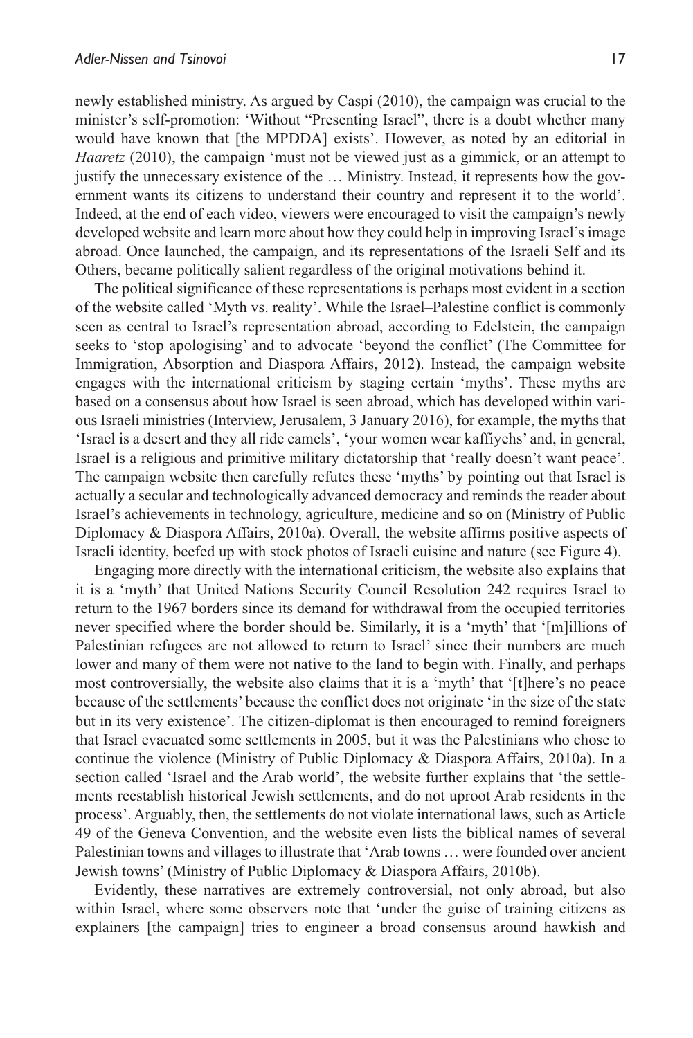newly established ministry. As argued by Caspi (2010), the campaign was crucial to the minister's self-promotion: 'Without "Presenting Israel", there is a doubt whether many would have known that [the MPDDA] exists'. However, as noted by an editorial in *Haaretz* (2010), the campaign 'must not be viewed just as a gimmick, or an attempt to justify the unnecessary existence of the … Ministry. Instead, it represents how the government wants its citizens to understand their country and represent it to the world'. Indeed, at the end of each video, viewers were encouraged to visit the campaign's newly developed website and learn more about how they could help in improving Israel's image abroad. Once launched, the campaign, and its representations of the Israeli Self and its Others, became politically salient regardless of the original motivations behind it.

The political significance of these representations is perhaps most evident in a section of the website called 'Myth vs. reality'. While the Israel–Palestine conflict is commonly seen as central to Israel's representation abroad, according to Edelstein, the campaign seeks to 'stop apologising' and to advocate 'beyond the conflict' (The Committee for Immigration, Absorption and Diaspora Affairs, 2012). Instead, the campaign website engages with the international criticism by staging certain 'myths'. These myths are based on a consensus about how Israel is seen abroad, which has developed within various Israeli ministries (Interview, Jerusalem, 3 January 2016), for example, the myths that 'Israel is a desert and they all ride camels', 'your women wear kaffiyehs' and, in general, Israel is a religious and primitive military dictatorship that 'really doesn't want peace'. The campaign website then carefully refutes these 'myths' by pointing out that Israel is actually a secular and technologically advanced democracy and reminds the reader about Israel's achievements in technology, agriculture, medicine and so on (Ministry of Public Diplomacy & Diaspora Affairs, 2010a). Overall, the website affirms positive aspects of Israeli identity, beefed up with stock photos of Israeli cuisine and nature (see Figure 4).

Engaging more directly with the international criticism, the website also explains that it is a 'myth' that United Nations Security Council Resolution 242 requires Israel to return to the 1967 borders since its demand for withdrawal from the occupied territories never specified where the border should be. Similarly, it is a 'myth' that '[m]illions of Palestinian refugees are not allowed to return to Israel' since their numbers are much lower and many of them were not native to the land to begin with. Finally, and perhaps most controversially, the website also claims that it is a 'myth' that '[t]here's no peace because of the settlements' because the conflict does not originate 'in the size of the state but in its very existence'. The citizen-diplomat is then encouraged to remind foreigners that Israel evacuated some settlements in 2005, but it was the Palestinians who chose to continue the violence (Ministry of Public Diplomacy & Diaspora Affairs, 2010a). In a section called 'Israel and the Arab world', the website further explains that 'the settlements reestablish historical Jewish settlements, and do not uproot Arab residents in the process'. Arguably, then, the settlements do not violate international laws, such as Article 49 of the Geneva Convention, and the website even lists the biblical names of several Palestinian towns and villages to illustrate that 'Arab towns … were founded over ancient Jewish towns' (Ministry of Public Diplomacy & Diaspora Affairs, 2010b).

Evidently, these narratives are extremely controversial, not only abroad, but also within Israel, where some observers note that 'under the guise of training citizens as explainers [the campaign] tries to engineer a broad consensus around hawkish and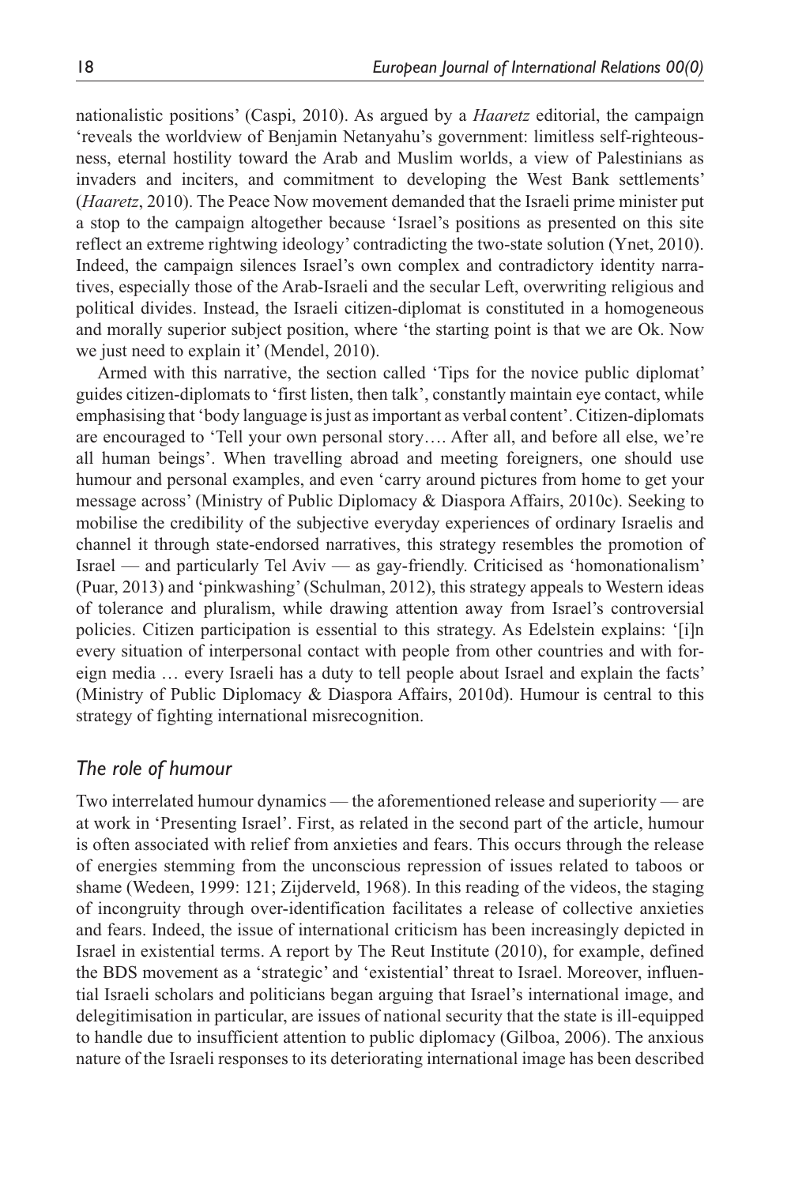nationalistic positions' (Caspi, 2010). As argued by a *Haaretz* editorial, the campaign 'reveals the worldview of Benjamin Netanyahu's government: limitless self-righteousness, eternal hostility toward the Arab and Muslim worlds, a view of Palestinians as invaders and inciters, and commitment to developing the West Bank settlements' (*Haaretz*, 2010). The Peace Now movement demanded that the Israeli prime minister put a stop to the campaign altogether because 'Israel's positions as presented on this site reflect an extreme rightwing ideology' contradicting the two-state solution (Ynet, 2010). Indeed, the campaign silences Israel's own complex and contradictory identity narratives, especially those of the Arab-Israeli and the secular Left, overwriting religious and political divides. Instead, the Israeli citizen-diplomat is constituted in a homogeneous and morally superior subject position, where 'the starting point is that we are Ok. Now we just need to explain it' (Mendel, 2010).

Armed with this narrative, the section called 'Tips for the novice public diplomat' guides citizen-diplomats to 'first listen, then talk', constantly maintain eye contact, while emphasising that 'body language is just as important as verbal content'. Citizen-diplomats are encouraged to 'Tell your own personal story…. After all, and before all else, we're all human beings'. When travelling abroad and meeting foreigners, one should use humour and personal examples, and even 'carry around pictures from home to get your message across' (Ministry of Public Diplomacy & Diaspora Affairs, 2010c). Seeking to mobilise the credibility of the subjective everyday experiences of ordinary Israelis and channel it through state-endorsed narratives, this strategy resembles the promotion of Israel — and particularly Tel Aviv — as gay-friendly. Criticised as 'homonationalism' (Puar, 2013) and 'pinkwashing' (Schulman, 2012), this strategy appeals to Western ideas of tolerance and pluralism, while drawing attention away from Israel's controversial policies. Citizen participation is essential to this strategy. As Edelstein explains: '[i]n every situation of interpersonal contact with people from other countries and with foreign media … every Israeli has a duty to tell people about Israel and explain the facts' (Ministry of Public Diplomacy & Diaspora Affairs, 2010d). Humour is central to this strategy of fighting international misrecognition.

## *The role of humour*

Two interrelated humour dynamics — the aforementioned release and superiority — are at work in 'Presenting Israel'. First, as related in the second part of the article, humour is often associated with relief from anxieties and fears. This occurs through the release of energies stemming from the unconscious repression of issues related to taboos or shame (Wedeen, 1999: 121; Zijderveld, 1968). In this reading of the videos, the staging of incongruity through over-identification facilitates a release of collective anxieties and fears. Indeed, the issue of international criticism has been increasingly depicted in Israel in existential terms. A report by The Reut Institute (2010), for example, defined the BDS movement as a 'strategic' and 'existential' threat to Israel. Moreover, influential Israeli scholars and politicians began arguing that Israel's international image, and delegitimisation in particular, are issues of national security that the state is ill-equipped to handle due to insufficient attention to public diplomacy (Gilboa, 2006). The anxious nature of the Israeli responses to its deteriorating international image has been described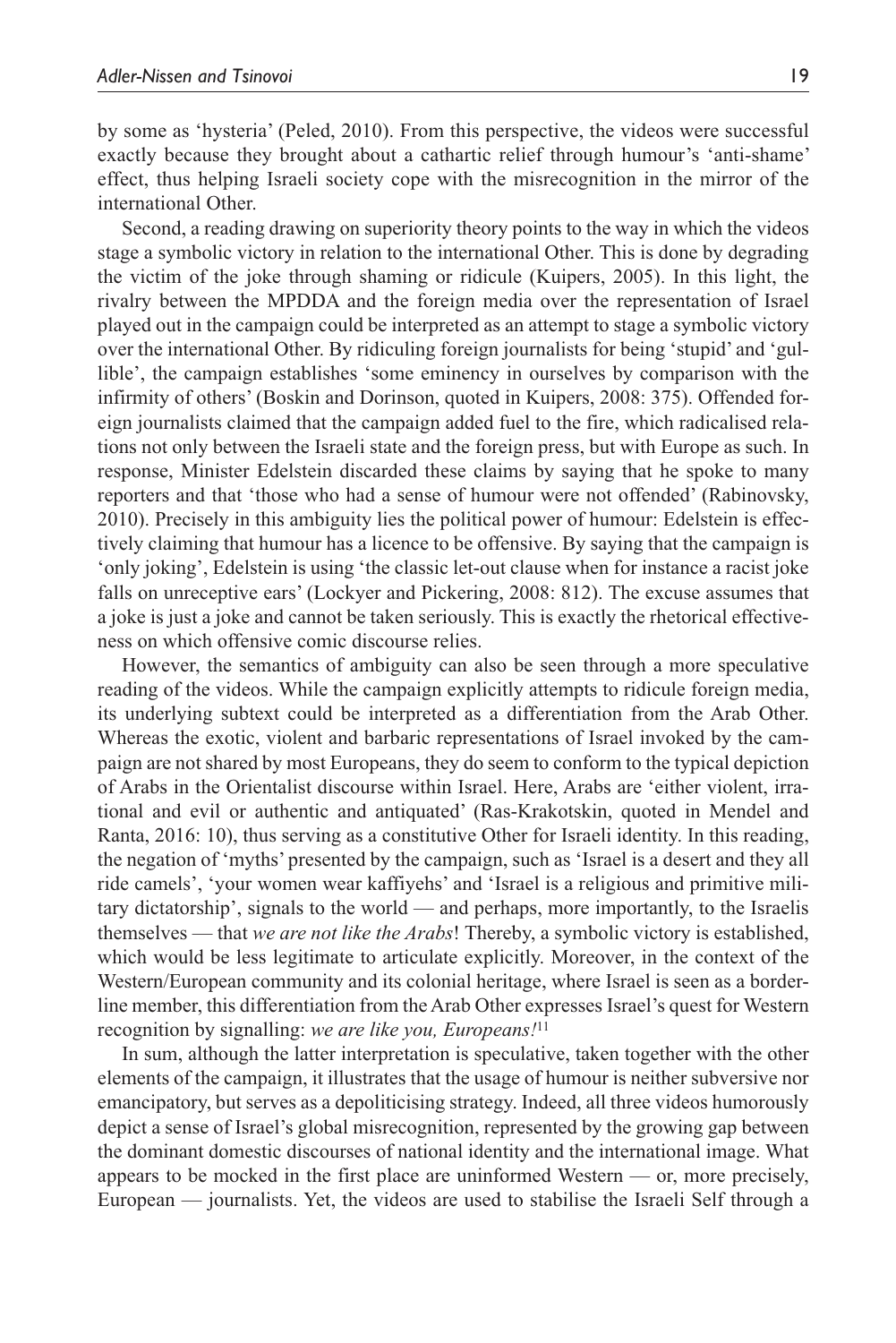by some as 'hysteria' (Peled, 2010). From this perspective, the videos were successful exactly because they brought about a cathartic relief through humour's 'anti-shame' effect, thus helping Israeli society cope with the misrecognition in the mirror of the international Other.

Second, a reading drawing on superiority theory points to the way in which the videos stage a symbolic victory in relation to the international Other. This is done by degrading the victim of the joke through shaming or ridicule (Kuipers, 2005). In this light, the rivalry between the MPDDA and the foreign media over the representation of Israel played out in the campaign could be interpreted as an attempt to stage a symbolic victory over the international Other. By ridiculing foreign journalists for being 'stupid' and 'gullible', the campaign establishes 'some eminency in ourselves by comparison with the infirmity of others' (Boskin and Dorinson, quoted in Kuipers, 2008: 375). Offended foreign journalists claimed that the campaign added fuel to the fire, which radicalised relations not only between the Israeli state and the foreign press, but with Europe as such. In response, Minister Edelstein discarded these claims by saying that he spoke to many reporters and that 'those who had a sense of humour were not offended' (Rabinovsky, 2010). Precisely in this ambiguity lies the political power of humour: Edelstein is effectively claiming that humour has a licence to be offensive. By saying that the campaign is 'only joking', Edelstein is using 'the classic let-out clause when for instance a racist joke falls on unreceptive ears' (Lockyer and Pickering, 2008: 812). The excuse assumes that a joke is just a joke and cannot be taken seriously. This is exactly the rhetorical effectiveness on which offensive comic discourse relies.

However, the semantics of ambiguity can also be seen through a more speculative reading of the videos. While the campaign explicitly attempts to ridicule foreign media, its underlying subtext could be interpreted as a differentiation from the Arab Other. Whereas the exotic, violent and barbaric representations of Israel invoked by the campaign are not shared by most Europeans, they do seem to conform to the typical depiction of Arabs in the Orientalist discourse within Israel. Here, Arabs are 'either violent, irrational and evil or authentic and antiquated' (Ras-Krakotskin, quoted in Mendel and Ranta, 2016: 10), thus serving as a constitutive Other for Israeli identity. In this reading, the negation of 'myths' presented by the campaign, such as 'Israel is a desert and they all ride camels', 'your women wear kaffiyehs' and 'Israel is a religious and primitive military dictatorship', signals to the world — and perhaps, more importantly, to the Israelis themselves — that *we are not like the Arabs*! Thereby, a symbolic victory is established, which would be less legitimate to articulate explicitly. Moreover, in the context of the Western/European community and its colonial heritage, where Israel is seen as a borderline member, this differentiation from the Arab Other expresses Israel's quest for Western recognition by signalling: *we are like you, Europeans!*[11]

In sum, although the latter interpretation is speculative, taken together with the other elements of the campaign, it illustrates that the usage of humour is neither subversive nor emancipatory, but serves as a depoliticising strategy. Indeed, all three videos humorously depict a sense of Israel's global misrecognition, represented by the growing gap between the dominant domestic discourses of national identity and the international image. What appears to be mocked in the first place are uninformed Western — or, more precisely, European — journalists. Yet, the videos are used to stabilise the Israeli Self through a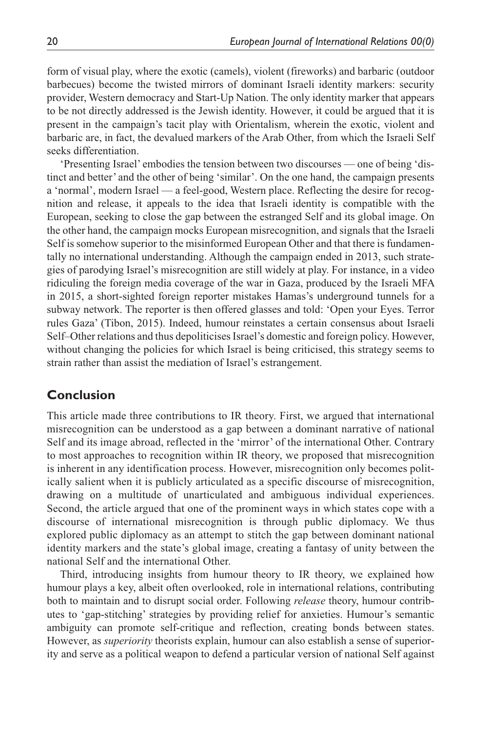form of visual play, where the exotic (camels), violent (fireworks) and barbaric (outdoor barbecues) become the twisted mirrors of dominant Israeli identity markers: security provider, Western democracy and Start-Up Nation. The only identity marker that appears to be not directly addressed is the Jewish identity. However, it could be argued that it is present in the campaign's tacit play with Orientalism, wherein the exotic, violent and barbaric are, in fact, the devalued markers of the Arab Other, from which the Israeli Self seeks differentiation.

'Presenting Israel' embodies the tension between two discourses — one of being 'distinct and better' and the other of being 'similar'. On the one hand, the campaign presents a 'normal', modern Israel — a feel-good, Western place. Reflecting the desire for recognition and release, it appeals to the idea that Israeli identity is compatible with the European, seeking to close the gap between the estranged Self and its global image. On the other hand, the campaign mocks European misrecognition, and signals that the Israeli Self is somehow superior to the misinformed European Other and that there is fundamentally no international understanding. Although the campaign ended in 2013, such strategies of parodying Israel's misrecognition are still widely at play. For instance, in a video ridiculing the foreign media coverage of the war in Gaza, produced by the Israeli MFA in 2015, a short-sighted foreign reporter mistakes Hamas's underground tunnels for a subway network. The reporter is then offered glasses and told: 'Open your Eyes. Terror rules Gaza' (Tibon, 2015). Indeed, humour reinstates a certain consensus about Israeli Self–Other relations and thus depoliticises Israel's domestic and foreign policy. However, without changing the policies for which Israel is being criticised, this strategy seems to strain rather than assist the mediation of Israel's estrangement.

## Conclusion

This article made three contributions to IR theory. First, we argued that international misrecognition can be understood as a gap between a dominant narrative of national Self and its image abroad, reflected in the 'mirror' of the international Other. Contrary to most approaches to recognition within IR theory, we proposed that misrecognition is inherent in any identification process. However, misrecognition only becomes politically salient when it is publicly articulated as a specific discourse of misrecognition, drawing on a multitude of unarticulated and ambiguous individual experiences. Second, the article argued that one of the prominent ways in which states cope with a discourse of international misrecognition is through public diplomacy. We thus explored public diplomacy as an attempt to stitch the gap between dominant national identity markers and the state's global image, creating a fantasy of unity between the national Self and the international Other.

Third, introducing insights from humour theory to IR theory, we explained how humour plays a key, albeit often overlooked, role in international relations, contributing both to maintain and to disrupt social order. Following *release* theory, humour contributes to 'gap-stitching' strategies by providing relief for anxieties. Humour's semantic ambiguity can promote self-critique and reflection, creating bonds between states. However, as *superiority* theorists explain, humour can also establish a sense of superiority and serve as a political weapon to defend a particular version of national Self against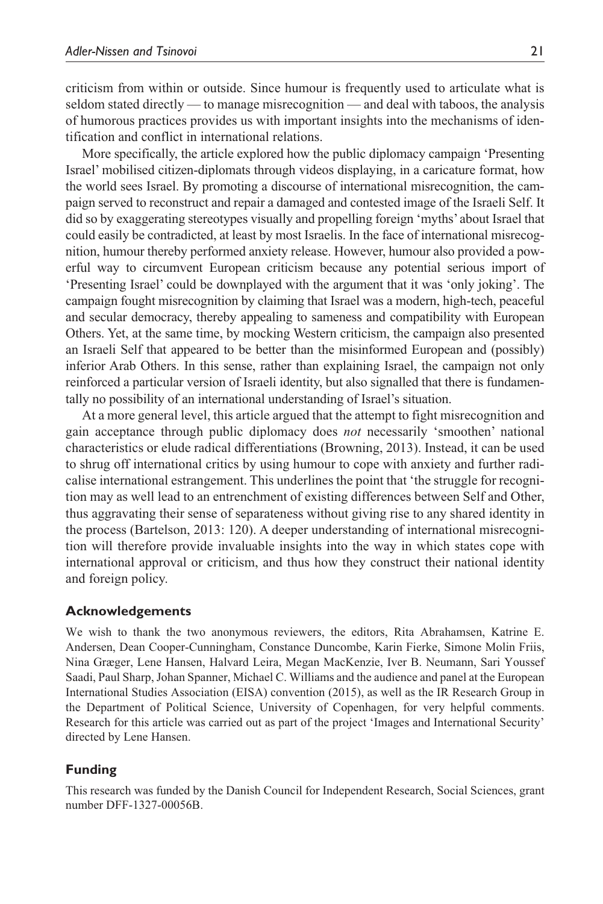criticism from within or outside. Since humour is frequently used to articulate what is seldom stated directly — to manage misrecognition — and deal with taboos, the analysis of humorous practices provides us with important insights into the mechanisms of identification and conflict in international relations.

More specifically, the article explored how the public diplomacy campaign 'Presenting Israel' mobilised citizen-diplomats through videos displaying, in a caricature format, how the world sees Israel. By promoting a discourse of international misrecognition, the campaign served to reconstruct and repair a damaged and contested image of the Israeli Self. It did so by exaggerating stereotypes visually and propelling foreign 'myths' about Israel that could easily be contradicted, at least by most Israelis. In the face of international misrecognition, humour thereby performed anxiety release. However, humour also provided a powerful way to circumvent European criticism because any potential serious import of 'Presenting Israel' could be downplayed with the argument that it was 'only joking'. The campaign fought misrecognition by claiming that Israel was a modern, high-tech, peaceful and secular democracy, thereby appealing to sameness and compatibility with European Others. Yet, at the same time, by mocking Western criticism, the campaign also presented an Israeli Self that appeared to be better than the misinformed European and (possibly) inferior Arab Others. In this sense, rather than explaining Israel, the campaign not only reinforced a particular version of Israeli identity, but also signalled that there is fundamentally no possibility of an international understanding of Israel's situation.

At a more general level, this article argued that the attempt to fight misrecognition and gain acceptance through public diplomacy does *not* necessarily 'smoothen' national characteristics or elude radical differentiations (Browning, 2013). Instead, it can be used to shrug off international critics by using humour to cope with anxiety and further radicalise international estrangement. This underlines the point that 'the struggle for recognition may as well lead to an entrenchment of existing differences between Self and Other, thus aggravating their sense of separateness without giving rise to any shared identity in the process (Bartelson, 2013: 120). A deeper understanding of international misrecognition will therefore provide invaluable insights into the way in which states cope with international approval or criticism, and thus how they construct their national identity and foreign policy.

## Acknowledgements

We wish to thank the two anonymous reviewers, the editors, Rita Abrahamsen, Katrine E. Andersen, Dean Cooper-Cunningham, Constance Duncombe, Karin Fierke, Simone Molin Friis, Nina Græger, Lene Hansen, Halvard Leira, Megan MacKenzie, Iver B. Neumann, Sari Youssef Saadi, Paul Sharp, Johan Spanner, Michael C. Williams and the audience and panel at the European International Studies Association (EISA) convention (2015), as well as the IR Research Group in the Department of Political Science, University of Copenhagen, for very helpful comments. Research for this article was carried out as part of the project 'Images and International Security' directed by Lene Hansen.

## Funding

This research was funded by the Danish Council for Independent Research, Social Sciences, grant number DFF-1327-00056B.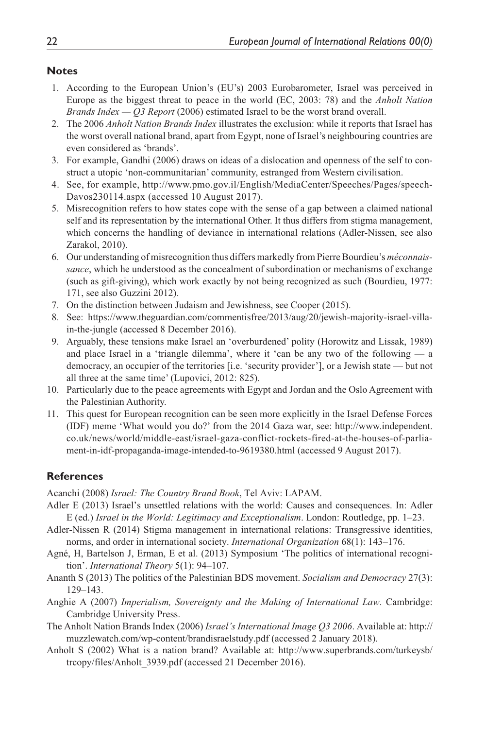## Notes

1. According to the European Union's (EU's) 2003 Eurobarometer, Israel was perceived in Europe as the biggest threat to peace in the world (EC, 2003: 78) and the *Anholt Nation Brands Index — Q3 Report* (2006) estimated Israel to be the worst brand overall.
2. The 2006 *Anholt Nation Brands Index* illustrates the exclusion: while it reports that Israel has the worst overall national brand, apart from Egypt, none of Israel's neighbouring countries are even considered as 'brands'.
3. For example, Gandhi (2006) draws on ideas of a dislocation and openness of the self to construct a utopic 'non-communitarian' community, estranged from Western civilisation.
4. See, for example, http://www.pmo.gov.il/English/MediaCenter/Speeches/Pages/speech-Davos230114.aspx (accessed 10 August 2017).
5. Misrecognition refers to how states cope with the sense of a gap between a claimed national self and its representation by the international Other. It thus differs from stigma management, which concerns the handling of deviance in international relations (Adler-Nissen, see also Zarakol, 2010).
6. Our understanding of misrecognition thus differs markedly from Pierre Bourdieu's *méconnaissance*, which he understood as the concealment of subordination or mechanisms of exchange (such as gift-giving), which work exactly by not being recognized as such (Bourdieu, 1977: 171, see also Guzzini 2012).
7. On the distinction between Judaism and Jewishness, see Cooper (2015).
8. See: https://www.theguardian.com/commentisfree/2013/aug/20/jewish-majority-israel-villa-in-the-jungle (accessed 8 December 2016).
9. Arguably, these tensions make Israel an 'overburdened' polity (Horowitz and Lissak, 1989) and place Israel in a 'triangle dilemma', where it 'can be any two of the following — a democracy, an occupier of the territories [i.e. 'security provider'], or a Jewish state — but not all three at the same time' (Lupovici, 2012: 825).
10. Particularly due to the peace agreements with Egypt and Jordan and the Oslo Agreement with the Palestinian Authority.
11. This quest for European recognition can be seen more explicitly in the Israel Defense Forces (IDF) meme 'What would you do?' from the 2014 Gaza war, see: http://www.independent.co.uk/news/world/middle-east/israel-gaza-conflict-rockets-fired-at-the-houses-of-parliament-in-idf-propaganda-image-intended-to-9619380.html (accessed 9 August 2017).

## References

Acanchi (2008) *Israel: The Country Brand Book*, Tel Aviv: LAPAM.

Adler E (2013) Israel's unsettled relations with the world: Causes and consequences. In: Adler E (ed.) *Israel in the World: Legitimacy and Exceptionalism*. London: Routledge, pp. 1–23.

Adler-Nissen R (2014) Stigma management in international relations: Transgressive identities, norms, and order in international society. *International Organization* 68(1): 143–176.

Agné, H, Bartelson J, Erman, E et al. (2013) Symposium 'The politics of international recognition'. *International Theory* 5(1): 94–107.

Ananth S (2013) The politics of the Palestinian BDS movement. *Socialism and Democracy* 27(3): 129–143.

Anghie A (2007) *Imperialism, Sovereignty and the Making of International Law*. Cambridge: Cambridge University Press.

The Anholt Nation Brands Index (2006) *Israel's International Image Q3 2006*. Available at: http://muzzlewatch.com/wp-content/brandisraelstudy.pdf (accessed 2 January 2018).

Anholt S (2002) What is a nation brand? Available at: http://www.superbrands.com/turkeysb/trcopy/files/Anholt_3939.pdf (accessed 21 December 2016).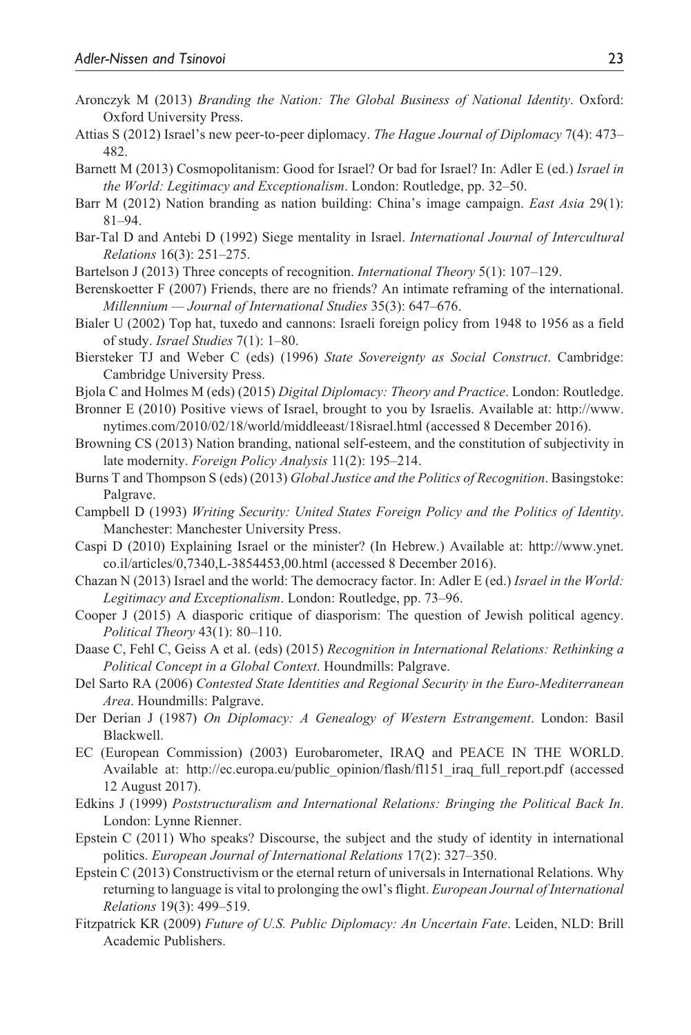Aronczyk M (2013) *Branding the Nation: The Global Business of National Identity*. Oxford: Oxford University Press.

Attias S (2012) Israel's new peer-to-peer diplomacy. *The Hague Journal of Diplomacy* 7(4): 473–482.

Barnett M (2013) Cosmopolitanism: Good for Israel? Or bad for Israel? In: Adler E (ed.) *Israel in the World: Legitimacy and Exceptionalism*. London: Routledge, pp. 32–50.

Barr M (2012) Nation branding as nation building: China's image campaign. *East Asia* 29(1): 81–94.

Bar-Tal D and Antebi D (1992) Siege mentality in Israel. *International Journal of Intercultural Relations* 16(3): 251–275.

Bartelson J (2013) Three concepts of recognition. *International Theory* 5(1): 107–129.

Berenskoetter F (2007) Friends, there are no friends? An intimate reframing of the international. *Millennium — Journal of International Studies* 35(3): 647–676.

Bialer U (2002) Top hat, tuxedo and cannons: Israeli foreign policy from 1948 to 1956 as a field of study. *Israel Studies* 7(1): 1–80.

Biersteker TJ and Weber C (eds) (1996) *State Sovereignty as Social Construct*. Cambridge: Cambridge University Press.

Bjola C and Holmes M (eds) (2015) *Digital Diplomacy: Theory and Practice*. London: Routledge.

Bronner E (2010) Positive views of Israel, brought to you by Israelis. Available at: http://www.nytimes.com/2010/02/18/world/middleeast/18israel.html (accessed 8 December 2016).

Browning CS (2013) Nation branding, national self-esteem, and the constitution of subjectivity in late modernity. *Foreign Policy Analysis* 11(2): 195–214.

Burns T and Thompson S (eds) (2013) *Global Justice and the Politics of Recognition*. Basingstoke: Palgrave.

Campbell D (1993) *Writing Security: United States Foreign Policy and the Politics of Identity*. Manchester: Manchester University Press.

Caspi D (2010) Explaining Israel or the minister? (In Hebrew.) Available at: http://www.ynet.co.il/articles/0,7340,L-3854453,00.html (accessed 8 December 2016).

Chazan N (2013) Israel and the world: The democracy factor. In: Adler E (ed.) *Israel in the World: Legitimacy and Exceptionalism*. London: Routledge, pp. 73–96.

Cooper J (2015) A diasporic critique of diasporism: The question of Jewish political agency. *Political Theory* 43(1): 80–110.

Daase C, Fehl C, Geiss A et al. (eds) (2015) *Recognition in International Relations: Rethinking a Political Concept in a Global Context*. Houndmills: Palgrave.

Del Sarto RA (2006) *Contested State Identities and Regional Security in the Euro-Mediterranean Area*. Houndmills: Palgrave.

Der Derian J (1987) *On Diplomacy: A Genealogy of Western Estrangement*. London: Basil Blackwell.

EC (European Commission) (2003) Eurobarometer, IRAQ and PEACE IN THE WORLD. Available at: http://ec.europa.eu/public_opinion/flash/fl151_iraq_full_report.pdf (accessed 12 August 2017).

Edkins J (1999) *Poststructuralism and International Relations: Bringing the Political Back In*. London: Lynne Rienner.

Epstein C (2011) Who speaks? Discourse, the subject and the study of identity in international politics. *European Journal of International Relations* 17(2): 327–350.

Epstein C (2013) Constructivism or the eternal return of universals in International Relations. Why returning to language is vital to prolonging the owl's flight. *European Journal of International Relations* 19(3): 499–519.

Fitzpatrick KR (2009) *Future of U.S. Public Diplomacy: An Uncertain Fate*. Leiden, NLD: Brill Academic Publishers.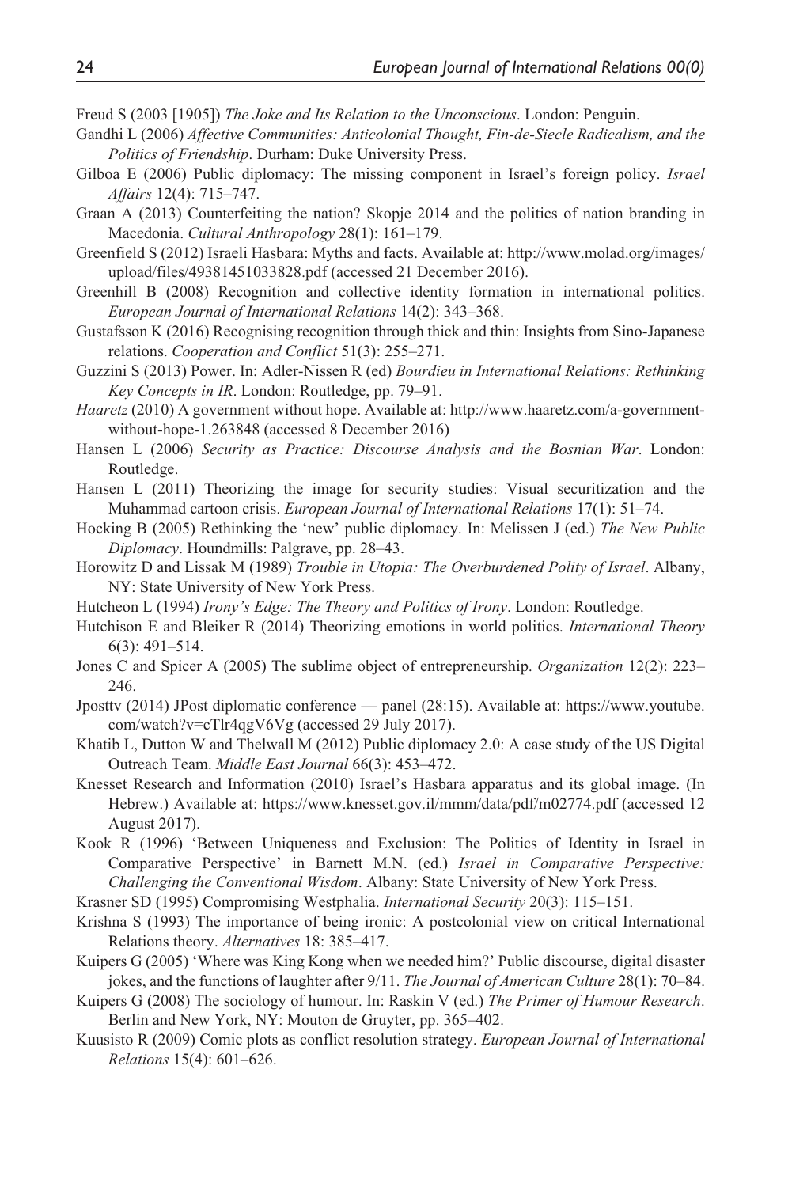Freud S (2003 [1905]) *The Joke and Its Relation to the Unconscious*. London: Penguin.

Gandhi L (2006) *Affective Communities: Anticolonial Thought, Fin-de-Siecle Radicalism, and the Politics of Friendship*. Durham: Duke University Press.

Gilboa E (2006) Public diplomacy: The missing component in Israel's foreign policy. *Israel Affairs* 12(4): 715–747.

Graan A (2013) Counterfeiting the nation? Skopje 2014 and the politics of nation branding in Macedonia. *Cultural Anthropology* 28(1): 161–179.

Greenfield S (2012) Israeli Hasbara: Myths and facts. Available at: http://www.molad.org/images/upload/files/49381451033828.pdf (accessed 21 December 2016).

Greenhill B (2008) Recognition and collective identity formation in international politics. *European Journal of International Relations* 14(2): 343–368.

Gustafsson K (2016) Recognising recognition through thick and thin: Insights from Sino-Japanese relations. *Cooperation and Conflict* 51(3): 255–271.

Guzzini S (2013) Power. In: Adler-Nissen R (ed) *Bourdieu in International Relations: Rethinking Key Concepts in IR*. London: Routledge, pp. 79–91.

*Haaretz* (2010) A government without hope. Available at: http://www.haaretz.com/a-government-without-hope-1.263848 (accessed 8 December 2016)

Hansen L (2006) *Security as Practice: Discourse Analysis and the Bosnian War*. London: Routledge.

Hansen L (2011) Theorizing the image for security studies: Visual securitization and the Muhammad cartoon crisis. *European Journal of International Relations* 17(1): 51–74.

Hocking B (2005) Rethinking the 'new' public diplomacy. In: Melissen J (ed.) *The New Public Diplomacy*. Houndmills: Palgrave, pp. 28–43.

Horowitz D and Lissak M (1989) *Trouble in Utopia: The Overburdened Polity of Israel*. Albany, NY: State University of New York Press.

Hutcheon L (1994) *Irony's Edge: The Theory and Politics of Irony*. London: Routledge.

Hutchison E and Bleiker R (2014) Theorizing emotions in world politics. *International Theory* 6(3): 491–514.

Jones C and Spicer A (2005) The sublime object of entrepreneurship. *Organization* 12(2): 223–246.

Jposttv (2014) JPost diplomatic conference — panel (28:15). Available at: https://www.youtube.com/watch?v=cTlr4qgV6Vg (accessed 29 July 2017).

Khatib L, Dutton W and Thelwall M (2012) Public diplomacy 2.0: A case study of the US Digital Outreach Team. *Middle East Journal* 66(3): 453–472.

Knesset Research and Information (2010) Israel's Hasbara apparatus and its global image. (In Hebrew.) Available at: https://www.knesset.gov.il/mmm/data/pdf/m02774.pdf (accessed 12 August 2017).

Kook R (1996) 'Between Uniqueness and Exclusion: The Politics of Identity in Israel in Comparative Perspective' in Barnett M.N. (ed.) *Israel in Comparative Perspective: Challenging the Conventional Wisdom*. Albany: State University of New York Press.

Krasner SD (1995) Compromising Westphalia. *International Security* 20(3): 115–151.

Krishna S (1993) The importance of being ironic: A postcolonial view on critical International Relations theory. *Alternatives* 18: 385–417.

Kuipers G (2005) 'Where was King Kong when we needed him?' Public discourse, digital disaster jokes, and the functions of laughter after 9/11. *The Journal of American Culture* 28(1): 70–84.

Kuipers G (2008) The sociology of humour. In: Raskin V (ed.) *The Primer of Humour Research*. Berlin and New York, NY: Mouton de Gruyter, pp. 365–402.

Kuusisto R (2009) Comic plots as conflict resolution strategy. *European Journal of International Relations* 15(4): 601–626.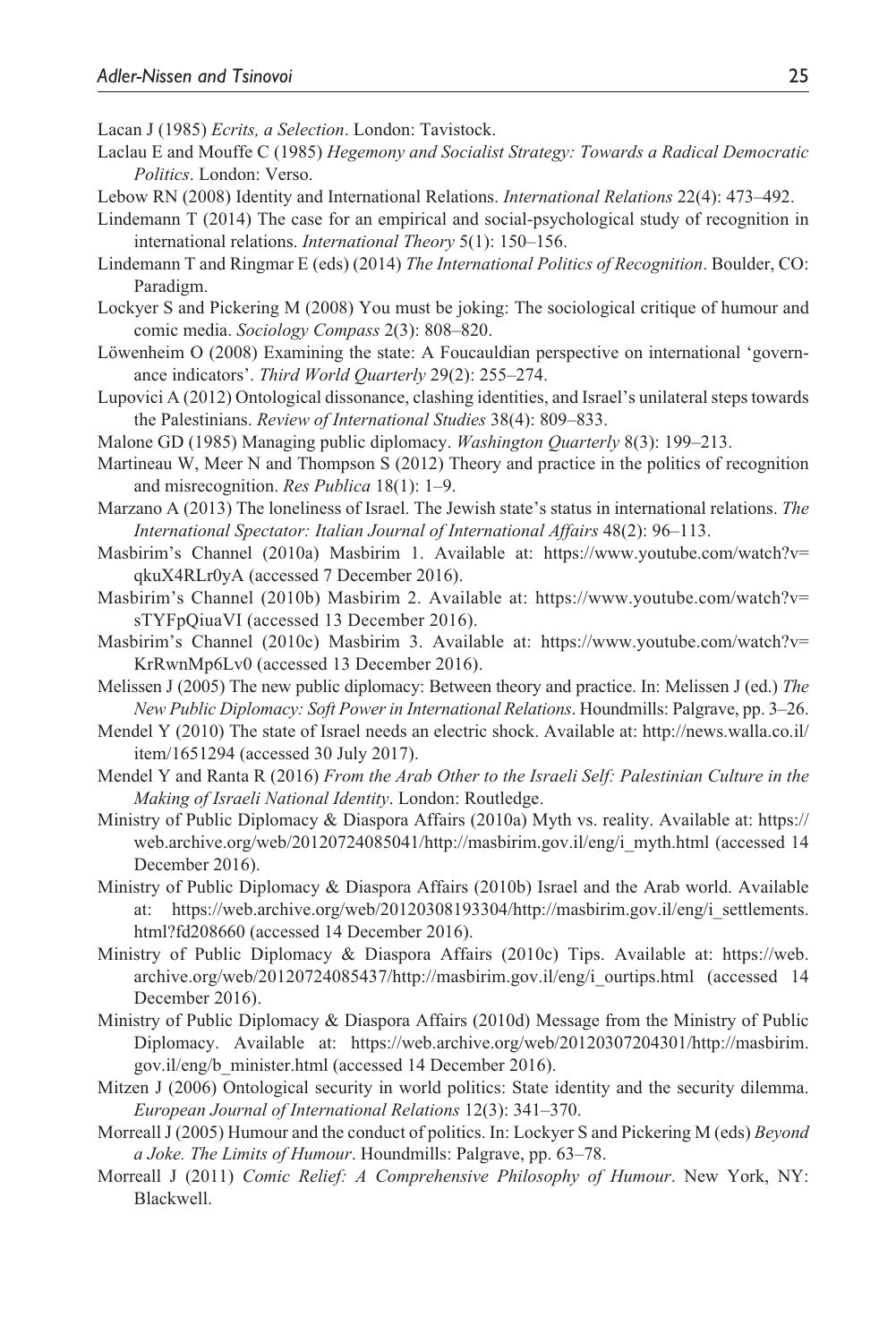Lacan J (1985) *Ecrits, a Selection*. London: Tavistock.

Laclau E and Mouffe C (1985) *Hegemony and Socialist Strategy: Towards a Radical Democratic Politics*. London: Verso.

Lebow RN (2008) Identity and International Relations. *International Relations* 22(4): 473–492.

Lindemann T (2014) The case for an empirical and social-psychological study of recognition in international relations. *International Theory* 5(1): 150–156.

Lindemann T and Ringmar E (eds) (2014) *The International Politics of Recognition*. Boulder, CO: Paradigm.

Lockyer S and Pickering M (2008) You must be joking: The sociological critique of humour and comic media. *Sociology Compass* 2(3): 808–820.

Löwenheim O (2008) Examining the state: A Foucauldian perspective on international 'governance indicators'. *Third World Quarterly* 29(2): 255–274.

Lupovici A (2012) Ontological dissonance, clashing identities, and Israel's unilateral steps towards the Palestinians. *Review of International Studies* 38(4): 809–833.

Malone GD (1985) Managing public diplomacy. *Washington Quarterly* 8(3): 199–213.

Martineau W, Meer N and Thompson S (2012) Theory and practice in the politics of recognition and misrecognition. *Res Publica* 18(1): 1–9.

Marzano A (2013) The loneliness of Israel. The Jewish state's status in international relations. *The International Spectator: Italian Journal of International Affairs* 48(2): 96–113.

Masbirim's Channel (2010a) Masbirim 1. Available at: https://www.youtube.com/watch?v=qkuX4RLr0yA (accessed 7 December 2016).

Masbirim's Channel (2010b) Masbirim 2. Available at: https://www.youtube.com/watch?v=sTYFpQiuaVI (accessed 13 December 2016).

Masbirim's Channel (2010c) Masbirim 3. Available at: https://www.youtube.com/watch?v=KrRwnMp6Lv0 (accessed 13 December 2016).

Melissen J (2005) The new public diplomacy: Between theory and practice. In: Melissen J (ed.) *The New Public Diplomacy: Soft Power in International Relations*. Houndmills: Palgrave, pp. 3–26.

Mendel Y (2010) The state of Israel needs an electric shock. Available at: http://news.walla.co.il/item/1651294 (accessed 30 July 2017).

Mendel Y and Ranta R (2016) *From the Arab Other to the Israeli Self: Palestinian Culture in the Making of Israeli National Identity*. London: Routledge.

Ministry of Public Diplomacy & Diaspora Affairs (2010a) Myth vs. reality. Available at: https://web.archive.org/web/20120724085041/http://masbirim.gov.il/eng/i_myth.html (accessed 14 December 2016).

Ministry of Public Diplomacy & Diaspora Affairs (2010b) Israel and the Arab world. Available at: https://web.archive.org/web/20120308193304/http://masbirim.gov.il/eng/i_settlements.html?fd208660 (accessed 14 December 2016).

Ministry of Public Diplomacy & Diaspora Affairs (2010c) Tips. Available at: https://web.archive.org/web/20120724085437/http://masbirim.gov.il/eng/i_ourtips.html (accessed 14 December 2016).

Ministry of Public Diplomacy & Diaspora Affairs (2010d) Message from the Ministry of Public Diplomacy. Available at: https://web.archive.org/web/20120307204301/http://masbirim.gov.il/eng/b_minister.html (accessed 14 December 2016).

Mitzen J (2006) Ontological security in world politics: State identity and the security dilemma. *European Journal of International Relations* 12(3): 341–370.

Morreall J (2005) Humour and the conduct of politics. In: Lockyer S and Pickering M (eds) *Beyond a Joke. The Limits of Humour*. Houndmills: Palgrave, pp. 63–78.

Morreall J (2011) *Comic Relief: A Comprehensive Philosophy of Humour*. New York, NY: Blackwell.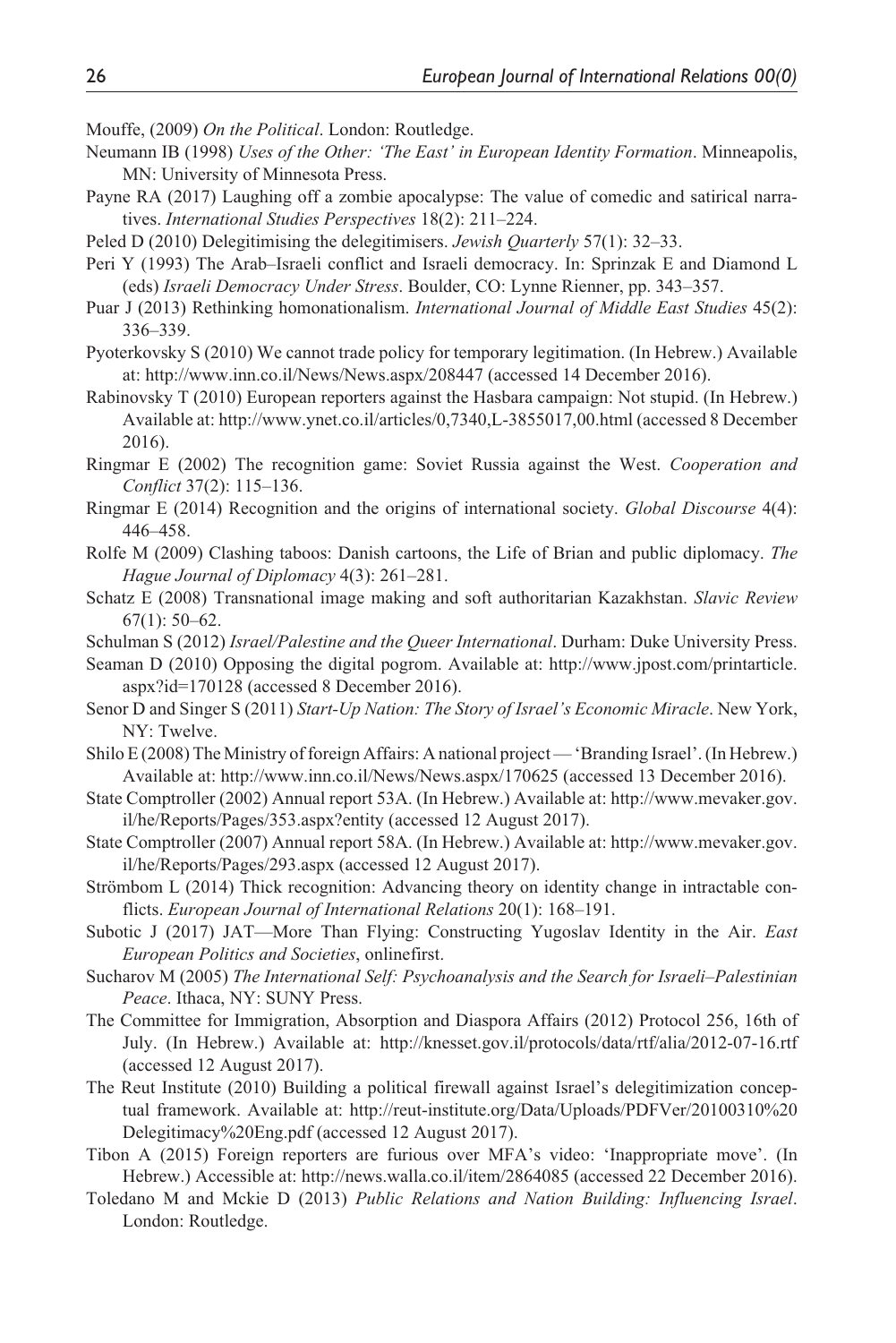Mouffe, (2009) *On the Political*. London: Routledge.

Neumann IB (1998) *Uses of the Other: 'The East' in European Identity Formation*. Minneapolis, MN: University of Minnesota Press.

Payne RA (2017) Laughing off a zombie apocalypse: The value of comedic and satirical narratives. *International Studies Perspectives* 18(2): 211–224.

Peled D (2010) Delegitimising the delegitimisers. *Jewish Quarterly* 57(1): 32–33.

Peri Y (1993) The Arab–Israeli conflict and Israeli democracy. In: Sprinzak E and Diamond L (eds) *Israeli Democracy Under Stress*. Boulder, CO: Lynne Rienner, pp. 343–357.

Puar J (2013) Rethinking homonationalism. *International Journal of Middle East Studies* 45(2): 336–339.

Pyoterkovsky S (2010) We cannot trade policy for temporary legitimation. (In Hebrew.) Available at: http://www.inn.co.il/News/News.aspx/208447 (accessed 14 December 2016).

Rabinovsky T (2010) European reporters against the Hasbara campaign: Not stupid. (In Hebrew.) Available at: http://www.ynet.co.il/articles/0,7340,L-3855017,00.html (accessed 8 December 2016).

Ringmar E (2002) The recognition game: Soviet Russia against the West. *Cooperation and Conflict* 37(2): 115–136.

Ringmar E (2014) Recognition and the origins of international society. *Global Discourse* 4(4): 446–458.

Rolfe M (2009) Clashing taboos: Danish cartoons, the Life of Brian and public diplomacy. *The Hague Journal of Diplomacy* 4(3): 261–281.

Schatz E (2008) Transnational image making and soft authoritarian Kazakhstan. *Slavic Review* 67(1): 50–62.

Schulman S (2012) *Israel/Palestine and the Queer International*. Durham: Duke University Press.

Seaman D (2010) Opposing the digital pogrom. Available at: http://www.jpost.com/printarticle.aspx?id=170128 (accessed 8 December 2016).

Senor D and Singer S (2011) *Start-Up Nation: The Story of Israel's Economic Miracle*. New York, NY: Twelve.

Shilo E (2008) The Ministry of foreign Affairs: A national project — 'Branding Israel'. (In Hebrew.) Available at: http://www.inn.co.il/News/News.aspx/170625 (accessed 13 December 2016).

State Comptroller (2002) Annual report 53A. (In Hebrew.) Available at: http://www.mevaker.gov.il/he/Reports/Pages/353.aspx?entity (accessed 12 August 2017).

State Comptroller (2007) Annual report 58A. (In Hebrew.) Available at: http://www.mevaker.gov.il/he/Reports/Pages/293.aspx (accessed 12 August 2017).

Strömbom L (2014) Thick recognition: Advancing theory on identity change in intractable conflicts. *European Journal of International Relations* 20(1): 168–191.

Subotic J (2017) JAT—More Than Flying: Constructing Yugoslav Identity in the Air. *East European Politics and Societies*, onlinefirst.

Sucharov M (2005) *The International Self: Psychoanalysis and the Search for Israeli–Palestinian Peace*. Ithaca, NY: SUNY Press.

The Committee for Immigration, Absorption and Diaspora Affairs (2012) Protocol 256, 16th of July. (In Hebrew.) Available at: http://knesset.gov.il/protocols/data/rtf/alia/2012-07-16.rtf (accessed 12 August 2017).

The Reut Institute (2010) Building a political firewall against Israel's delegitimization conceptual framework. Available at: http://reut-institute.org/Data/Uploads/PDFVer/20100310%20Delegitimacy%20Eng.pdf (accessed 12 August 2017).

Tibon A (2015) Foreign reporters are furious over MFA's video: 'Inappropriate move'. (In Hebrew.) Accessible at: http://news.walla.co.il/item/2864085 (accessed 22 December 2016).

Toledano M and Mckie D (2013) *Public Relations and Nation Building: Influencing Israel*. London: Routledge.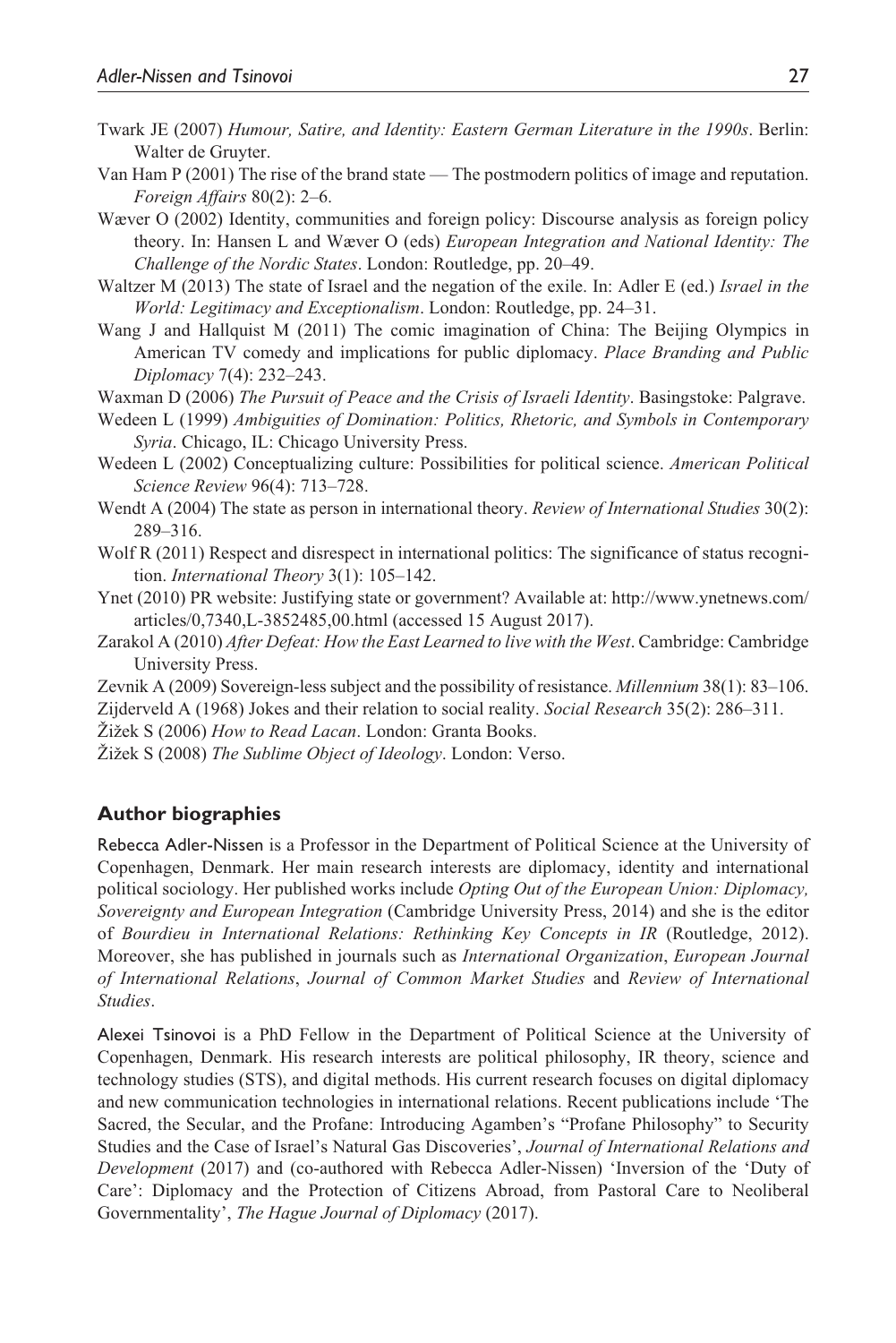Twark JE (2007) *Humour, Satire, and Identity: Eastern German Literature in the 1990s*. Berlin: Walter de Gruyter.

Van Ham P (2001) The rise of the brand state — The postmodern politics of image and reputation. *Foreign Affairs* 80(2): 2–6.

Wæver O (2002) Identity, communities and foreign policy: Discourse analysis as foreign policy theory. In: Hansen L and Wæver O (eds) *European Integration and National Identity: The Challenge of the Nordic States*. London: Routledge, pp. 20–49.

Waltzer M (2013) The state of Israel and the negation of the exile. In: Adler E (ed.) *Israel in the World: Legitimacy and Exceptionalism*. London: Routledge, pp. 24–31.

Wang J and Hallquist M (2011) The comic imagination of China: The Beijing Olympics in American TV comedy and implications for public diplomacy. *Place Branding and Public Diplomacy* 7(4): 232–243.

Waxman D (2006) *The Pursuit of Peace and the Crisis of Israeli Identity*. Basingstoke: Palgrave.

Wedeen L (1999) *Ambiguities of Domination: Politics, Rhetoric, and Symbols in Contemporary Syria*. Chicago, IL: Chicago University Press.

Wedeen L (2002) Conceptualizing culture: Possibilities for political science. *American Political Science Review* 96(4): 713–728.

Wendt A (2004) The state as person in international theory. *Review of International Studies* 30(2): 289–316.

Wolf R (2011) Respect and disrespect in international politics: The significance of status recognition. *International Theory* 3(1): 105–142.

Ynet (2010) PR website: Justifying state or government? Available at: http://www.ynetnews.com/articles/0,7340,L-3852485,00.html (accessed 15 August 2017).

Zarakol A (2010) *After Defeat: How the East Learned to live with the West*. Cambridge: Cambridge University Press.

Zevnik A (2009) Sovereign-less subject and the possibility of resistance. *Millennium* 38(1): 83–106.

Zijderveld A (1968) Jokes and their relation to social reality. *Social Research* 35(2): 286–311.

Žižek S (2006) *How to Read Lacan*. London: Granta Books.

Žižek S (2008) *The Sublime Object of Ideology*. London: Verso.

## Author biographies

Rebecca Adler-Nissen is a Professor in the Department of Political Science at the University of Copenhagen, Denmark. Her main research interests are diplomacy, identity and international political sociology. Her published works include *Opting Out of the European Union: Diplomacy, Sovereignty and European Integration* (Cambridge University Press, 2014) and she is the editor of *Bourdieu in International Relations: Rethinking Key Concepts in IR* (Routledge, 2012). Moreover, she has published in journals such as *International Organization*, *European Journal of International Relations*, *Journal of Common Market Studies* and *Review of International Studies*.

Alexei Tsinovoi is a PhD Fellow in the Department of Political Science at the University of Copenhagen, Denmark. His research interests are political philosophy, IR theory, science and technology studies (STS), and digital methods. His current research focuses on digital diplomacy and new communication technologies in international relations. Recent publications include 'The Sacred, the Secular, and the Profane: Introducing Agamben's "Profane Philosophy" to Security Studies and the Case of Israel's Natural Gas Discoveries', *Journal of International Relations and Development* (2017) and (co-authored with Rebecca Adler-Nissen) 'Inversion of the 'Duty of Care': Diplomacy and the Protection of Citizens Abroad, from Pastoral Care to Neoliberal Governmentality', *The Hague Journal of Diplomacy* (2017).